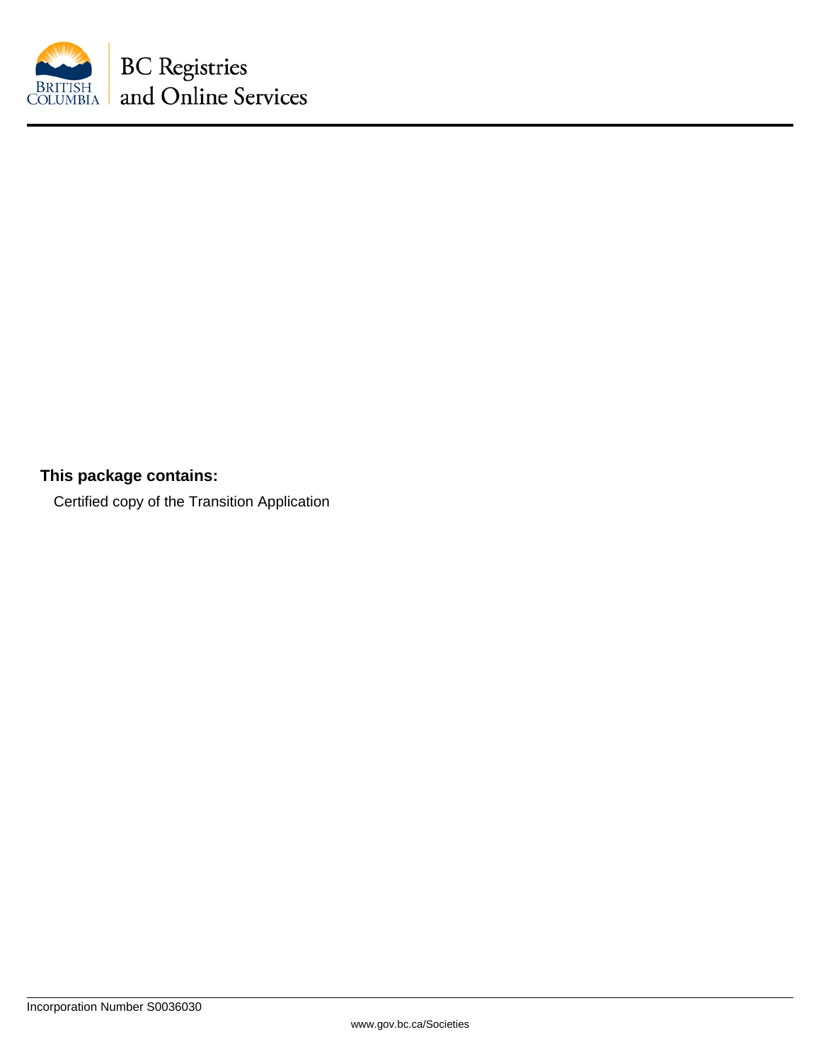BC Registries and Online Services

**This package contains:**

Certified copy of the Transition Application

Incorporation Number S0036030

www.gov.bc.ca/Societies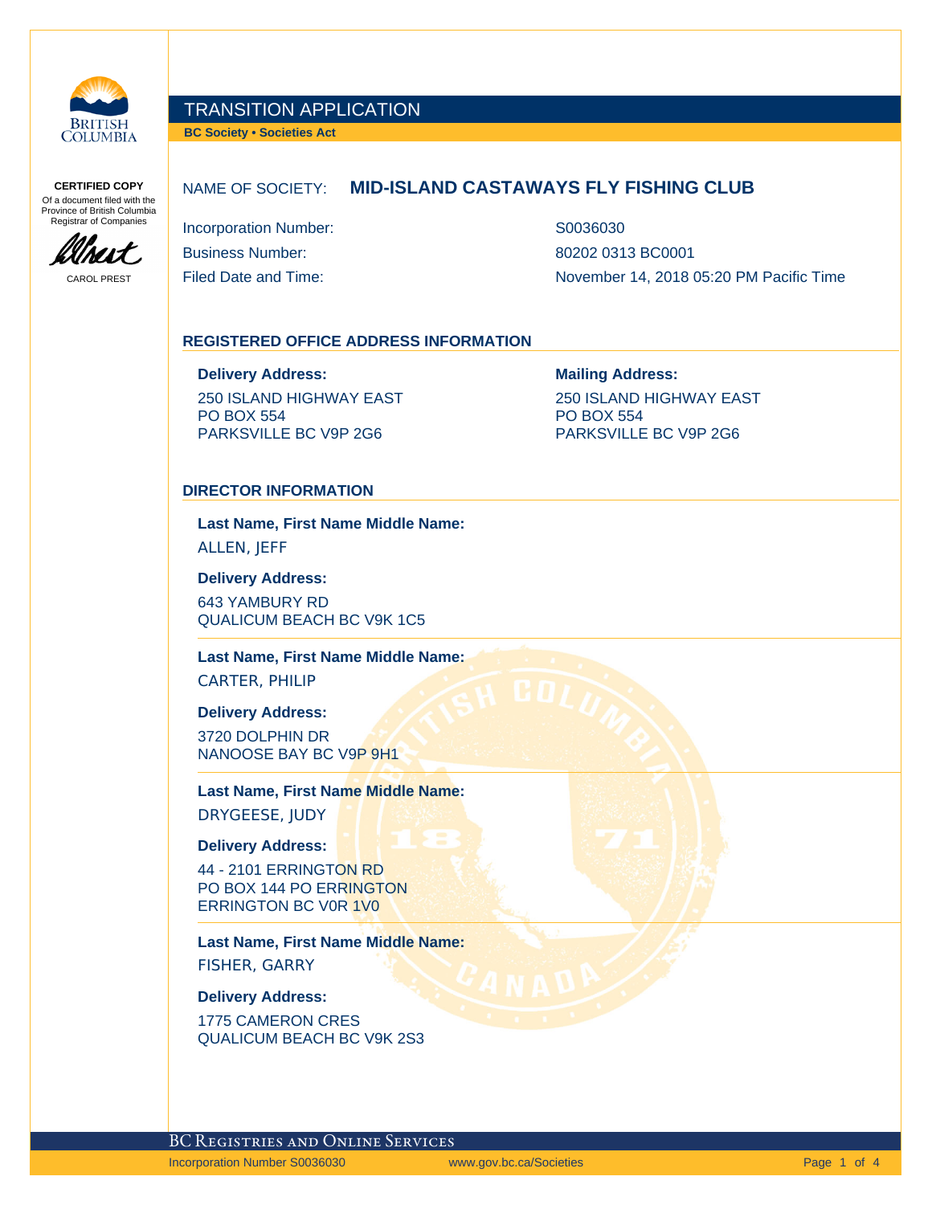**CERTIFIED COPY**
Of a document filed with the Province of British Columbia Registrar of Companies

CAROL PREST

# TRANSITION APPLICATION

**BC Society • Societies Act**

NAME OF SOCIETY: **MID-ISLAND CASTAWAYS FLY FISHING CLUB**

| | |
|---|---|
| Incorporation Number: | S0036030 |
| Business Number: | 80202 0313 BC0001 |
| Filed Date and Time: | November 14, 2018 05:20 PM Pacific Time |

## REGISTERED OFFICE ADDRESS INFORMATION

**Delivery Address:**
250 ISLAND HIGHWAY EAST
PO BOX 554
PARKSVILLE BC V9P 2G6

**Mailing Address:**
250 ISLAND HIGHWAY EAST
PO BOX 554
PARKSVILLE BC V9P 2G6

## DIRECTOR INFORMATION

**Last Name, First Name Middle Name:**
ALLEN, JEFF

**Delivery Address:**
643 YAMBURY RD
QUALICUM BEACH BC V9K 1C5

**Last Name, First Name Middle Name:**
CARTER, PHILIP

**Delivery Address:**
3720 DOLPHIN DR
NANOOSE BAY BC V9P 9H1

**Last Name, First Name Middle Name:**
DRYGEESE, JUDY

**Delivery Address:**
44 - 2101 ERRINGTON RD
PO BOX 144 PO ERRINGTON
ERRINGTON BC V0R 1V0

**Last Name, First Name Middle Name:**
FISHER, GARRY

**Delivery Address:**
1775 CAMERON CRES
QUALICUM BEACH BC V9K 2S3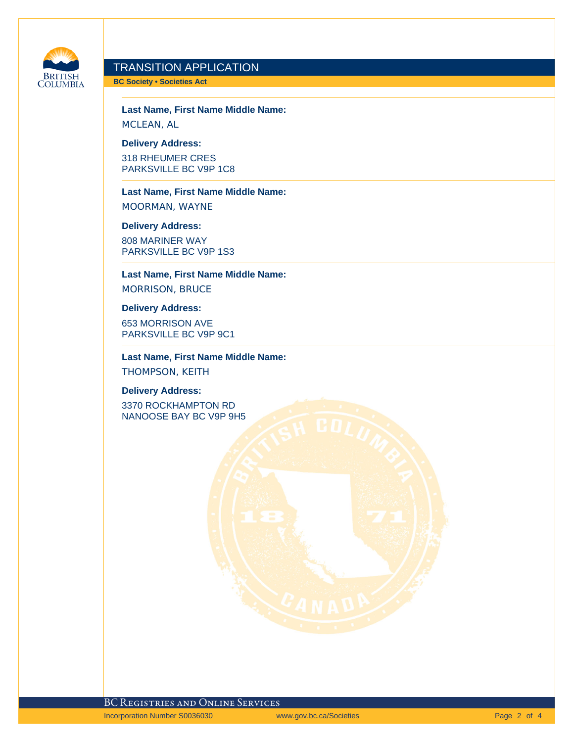# TRANSITION APPLICATION

**BC Society • Societies Act**

**Last Name, First Name Middle Name:**

MCLEAN, AL

**Delivery Address:**

318 RHEUMER CRES
PARKSVILLE BC V9P 1C8

**Last Name, First Name Middle Name:**

MOORMAN, WAYNE

**Delivery Address:**

808 MARINER WAY
PARKSVILLE BC V9P 1S3

**Last Name, First Name Middle Name:**

MORRISON, BRUCE

**Delivery Address:**

653 MORRISON AVE
PARKSVILLE BC V9P 9C1

**Last Name, First Name Middle Name:**

THOMPSON, KEITH

**Delivery Address:**

3370 ROCKHAMPTON RD
NANOOSE BAY BC V9P 9H5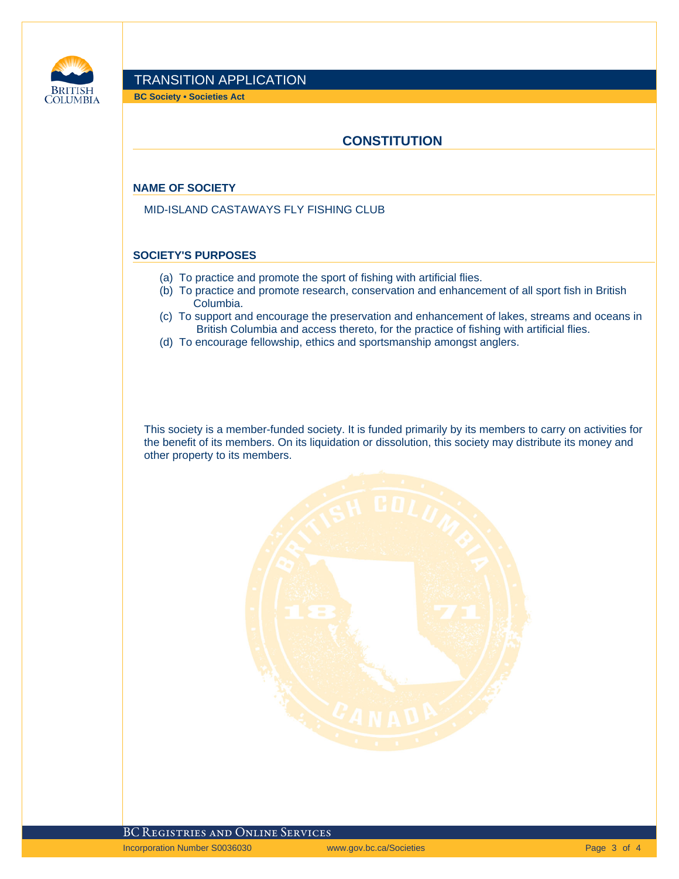# TRANSITION APPLICATION

**BC Society • Societies Act**

## CONSTITUTION

### NAME OF SOCIETY

MID-ISLAND CASTAWAYS FLY FISHING CLUB

### SOCIETY'S PURPOSES

(a) To practice and promote the sport of fishing with artificial flies.
(b) To practice and promote research, conservation and enhancement of all sport fish in British Columbia.
(c) To support and encourage the preservation and enhancement of lakes, streams and oceans in British Columbia and access thereto, for the practice of fishing with artificial flies.
(d) To encourage fellowship, ethics and sportsmanship amongst anglers.

This society is a member-funded society. It is funded primarily by its members to carry on activities for the benefit of its members. On its liquidation or dissolution, this society may distribute its money and other property to its members.

BC Registries and Online Services

Incorporation Number S0036030 www.gov.bc.ca/Societies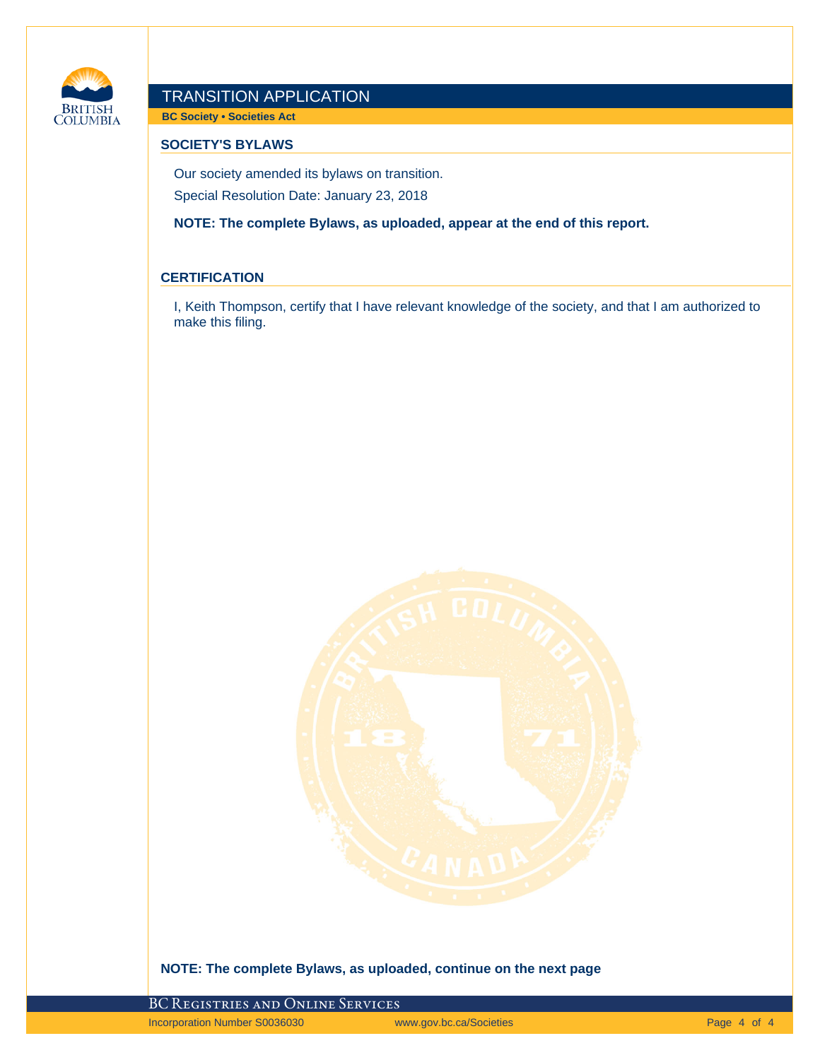# TRANSITION APPLICATION

**BC Society • Societies Act**

## SOCIETY'S BYLAWS

Our society amended its bylaws on transition.

Special Resolution Date: January 23, 2018

**NOTE: The complete Bylaws, as uploaded, appear at the end of this report.**

## CERTIFICATION

I, Keith Thompson, certify that I have relevant knowledge of the society, and that I am authorized to make this filing.

**NOTE: The complete Bylaws, as uploaded, continue on the next page**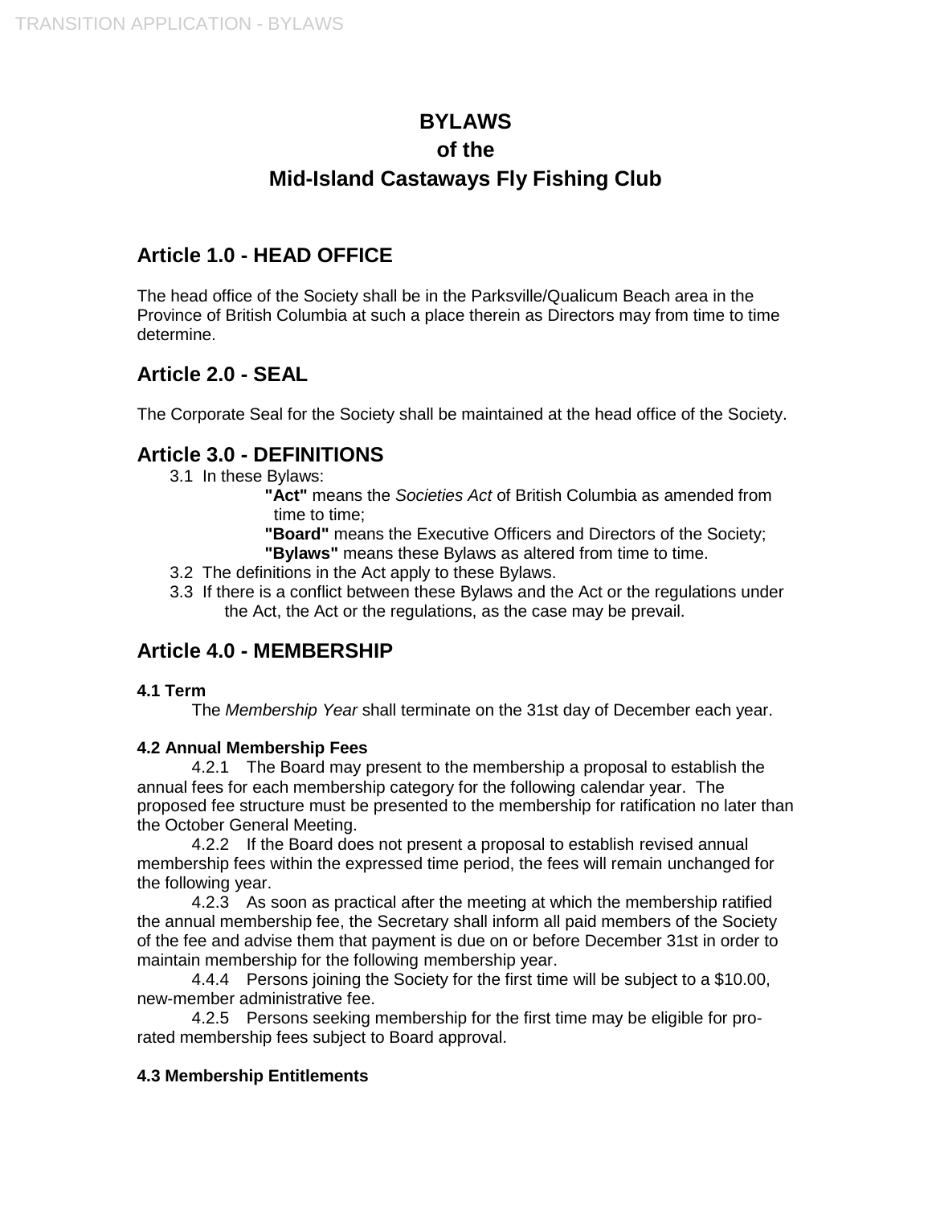# BYLAWS
# of the
# Mid-Island Castaways Fly Fishing Club

## Article 1.0 - HEAD OFFICE

The head office of the Society shall be in the Parksville/Qualicum Beach area in the Province of British Columbia at such a place therein as Directors may from time to time determine.

## Article 2.0 - SEAL

The Corporate Seal for the Society shall be maintained at the head office of the Society.

## Article 3.0 - DEFINITIONS

3.1 In these Bylaws:

> **"Act"** means the *Societies Act* of British Columbia as amended from time to time;
>
> **"Board"** means the Executive Officers and Directors of the Society;
>
> **"Bylaws"** means these Bylaws as altered from time to time.

3.2 The definitions in the Act apply to these Bylaws.

3.3 If there is a conflict between these Bylaws and the Act or the regulations under the Act, the Act or the regulations, as the case may be prevail.

## Article 4.0 - MEMBERSHIP

#### 4.1 Term

The *Membership Year* shall terminate on the 31st day of December each year.

#### 4.2 Annual Membership Fees

4.2.1 The Board may present to the membership a proposal to establish the annual fees for each membership category for the following calendar year. The proposed fee structure must be presented to the membership for ratification no later than the October General Meeting.

4.2.2 If the Board does not present a proposal to establish revised annual membership fees within the expressed time period, the fees will remain unchanged for the following year.

4.2.3 As soon as practical after the meeting at which the membership ratified the annual membership fee, the Secretary shall inform all paid members of the Society of the fee and advise them that payment is due on or before December 31st in order to maintain membership for the following membership year.

4.4.4 Persons joining the Society for the first time will be subject to a $10.00, new-member administrative fee.

4.2.5 Persons seeking membership for the first time may be eligible for pro-rated membership fees subject to Board approval.

#### 4.3 Membership Entitlements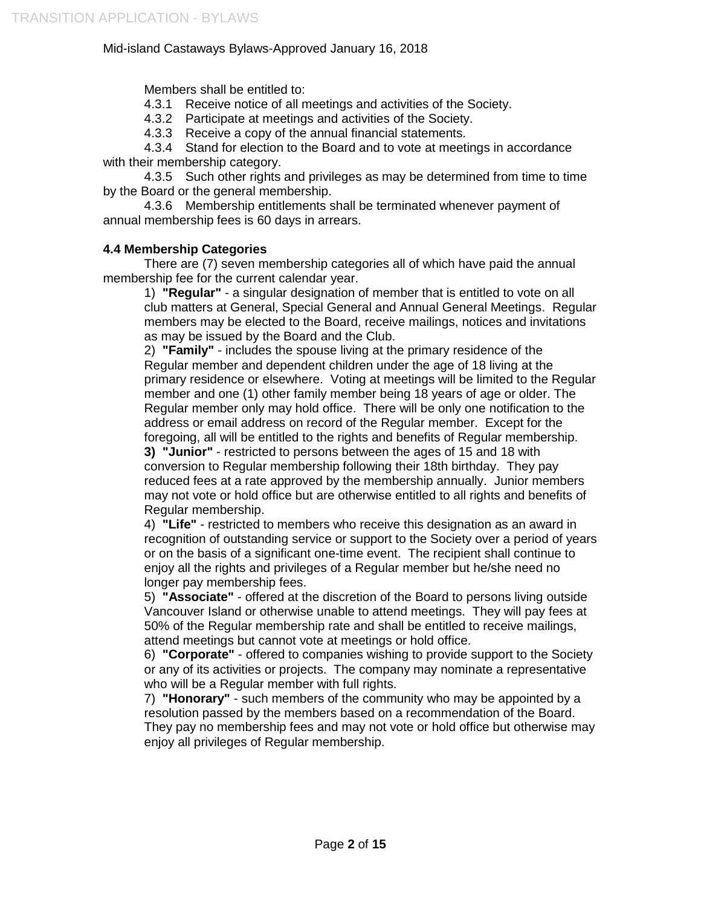Members shall be entitled to:

4.3.1 Receive notice of all meetings and activities of the Society.

4.3.2 Participate at meetings and activities of the Society.

4.3.3 Receive a copy of the annual financial statements.

4.3.4 Stand for election to the Board and to vote at meetings in accordance with their membership category.

4.3.5 Such other rights and privileges as may be determined from time to time by the Board or the general membership.

4.3.6 Membership entitlements shall be terminated whenever payment of annual membership fees is 60 days in arrears.

**4.4 Membership Categories**

There are (7) seven membership categories all of which have paid the annual membership fee for the current calendar year.

1) **"Regular"** - a singular designation of member that is entitled to vote on all club matters at General, Special General and Annual General Meetings. Regular members may be elected to the Board, receive mailings, notices and invitations as may be issued by the Board and the Club.

2) **"Family"** - includes the spouse living at the primary residence of the Regular member and dependent children under the age of 18 living at the primary residence or elsewhere. Voting at meetings will be limited to the Regular member and one (1) other family member being 18 years of age or older. The Regular member only may hold office. There will be only one notification to the address or email address on record of the Regular member. Except for the foregoing, all will be entitled to the rights and benefits of Regular membership.

**3) "Junior"** - restricted to persons between the ages of 15 and 18 with conversion to Regular membership following their 18th birthday. They pay reduced fees at a rate approved by the membership annually. Junior members may not vote or hold office but are otherwise entitled to all rights and benefits of Regular membership.

4) **"Life"** - restricted to members who receive this designation as an award in recognition of outstanding service or support to the Society over a period of years or on the basis of a significant one-time event. The recipient shall continue to enjoy all the rights and privileges of a Regular member but he/she need no longer pay membership fees.

5) **"Associate"** - offered at the discretion of the Board to persons living outside Vancouver Island or otherwise unable to attend meetings. They will pay fees at 50% of the Regular membership rate and shall be entitled to receive mailings, attend meetings but cannot vote at meetings or hold office.

6) **"Corporate"** - offered to companies wishing to provide support to the Society or any of its activities or projects. The company may nominate a representative who will be a Regular member with full rights.

7) **"Honorary"** - such members of the community who may be appointed by a resolution passed by the members based on a recommendation of the Board. They pay no membership fees and may not vote or hold office but otherwise may enjoy all privileges of Regular membership.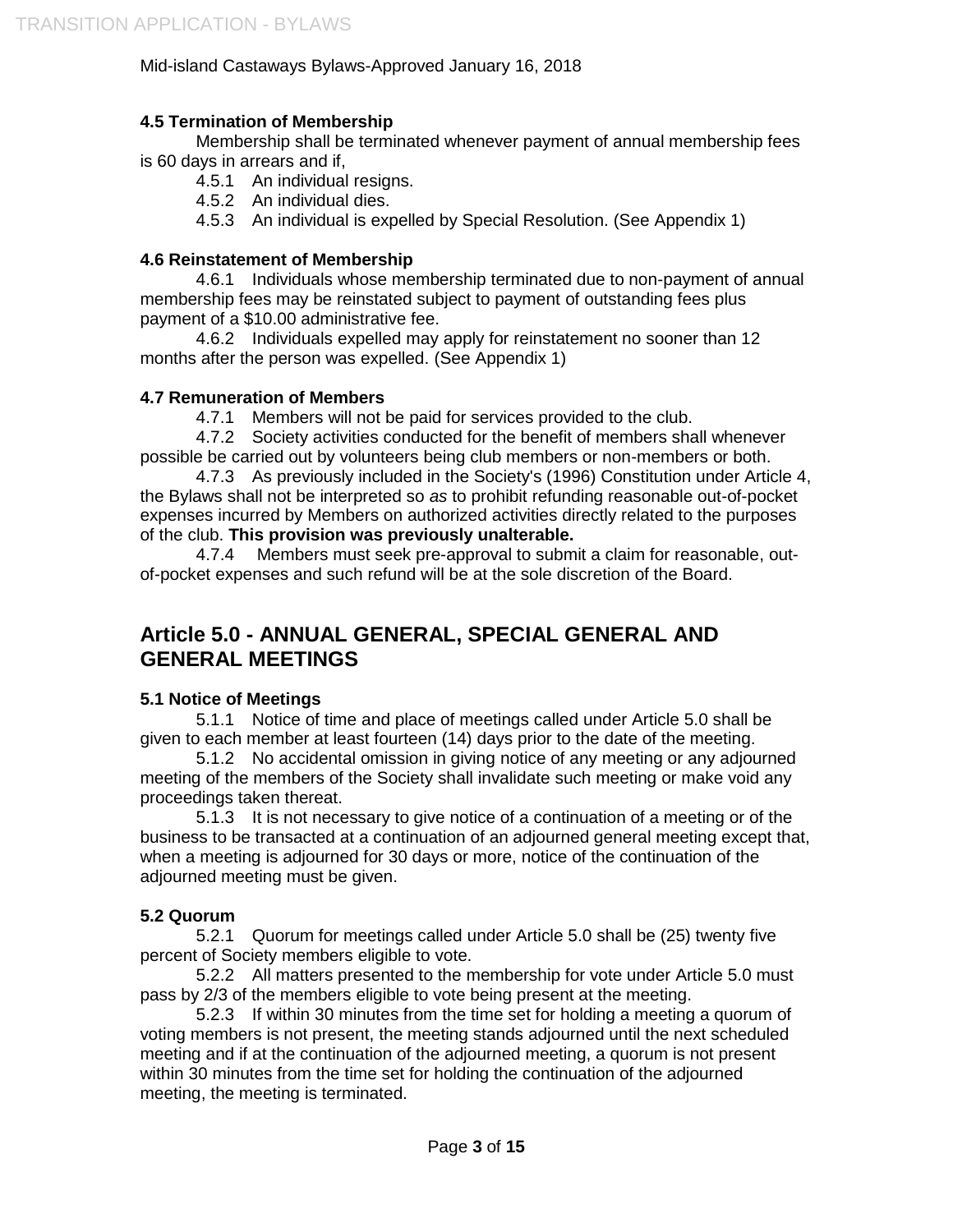#### 4.5 Termination of Membership

Membership shall be terminated whenever payment of annual membership fees is 60 days in arrears and if,

4.5.1 An individual resigns.
4.5.2 An individual dies.
4.5.3 An individual is expelled by Special Resolution. (See Appendix 1)

#### 4.6 Reinstatement of Membership

4.6.1 Individuals whose membership terminated due to non-payment of annual membership fees may be reinstated subject to payment of outstanding fees plus payment of a $10.00 administrative fee.

4.6.2 Individuals expelled may apply for reinstatement no sooner than 12 months after the person was expelled. (See Appendix 1)

#### 4.7 Remuneration of Members

4.7.1 Members will not be paid for services provided to the club.

4.7.2 Society activities conducted for the benefit of members shall whenever possible be carried out by volunteers being club members or non-members or both.

4.7.3 As previously included in the Society's (1996) Constitution under Article 4, the Bylaws shall not be interpreted so *as* to prohibit refunding reasonable out-of-pocket expenses incurred by Members on authorized activities directly related to the purposes of the club. **This provision was previously unalterable.**

4.7.4 Members must seek pre-approval to submit a claim for reasonable, out-of-pocket expenses and such refund will be at the sole discretion of the Board.

## Article 5.0 - ANNUAL GENERAL, SPECIAL GENERAL AND GENERAL MEETINGS

#### 5.1 Notice of Meetings

5.1.1 Notice of time and place of meetings called under Article 5.0 shall be given to each member at least fourteen (14) days prior to the date of the meeting.

5.1.2 No accidental omission in giving notice of any meeting or any adjourned meeting of the members of the Society shall invalidate such meeting or make void any proceedings taken thereat.

5.1.3 It is not necessary to give notice of a continuation of a meeting or of the business to be transacted at a continuation of an adjourned general meeting except that, when a meeting is adjourned for 30 days or more, notice of the continuation of the adjourned meeting must be given.

#### 5.2 Quorum

5.2.1 Quorum for meetings called under Article 5.0 shall be (25) twenty five percent of Society members eligible to vote.

5.2.2 All matters presented to the membership for vote under Article 5.0 must pass by 2/3 of the members eligible to vote being present at the meeting.

5.2.3 If within 30 minutes from the time set for holding a meeting a quorum of voting members is not present, the meeting stands adjourned until the next scheduled meeting and if at the continuation of the adjourned meeting, a quorum is not present within 30 minutes from the time set for holding the continuation of the adjourned meeting, the meeting is terminated.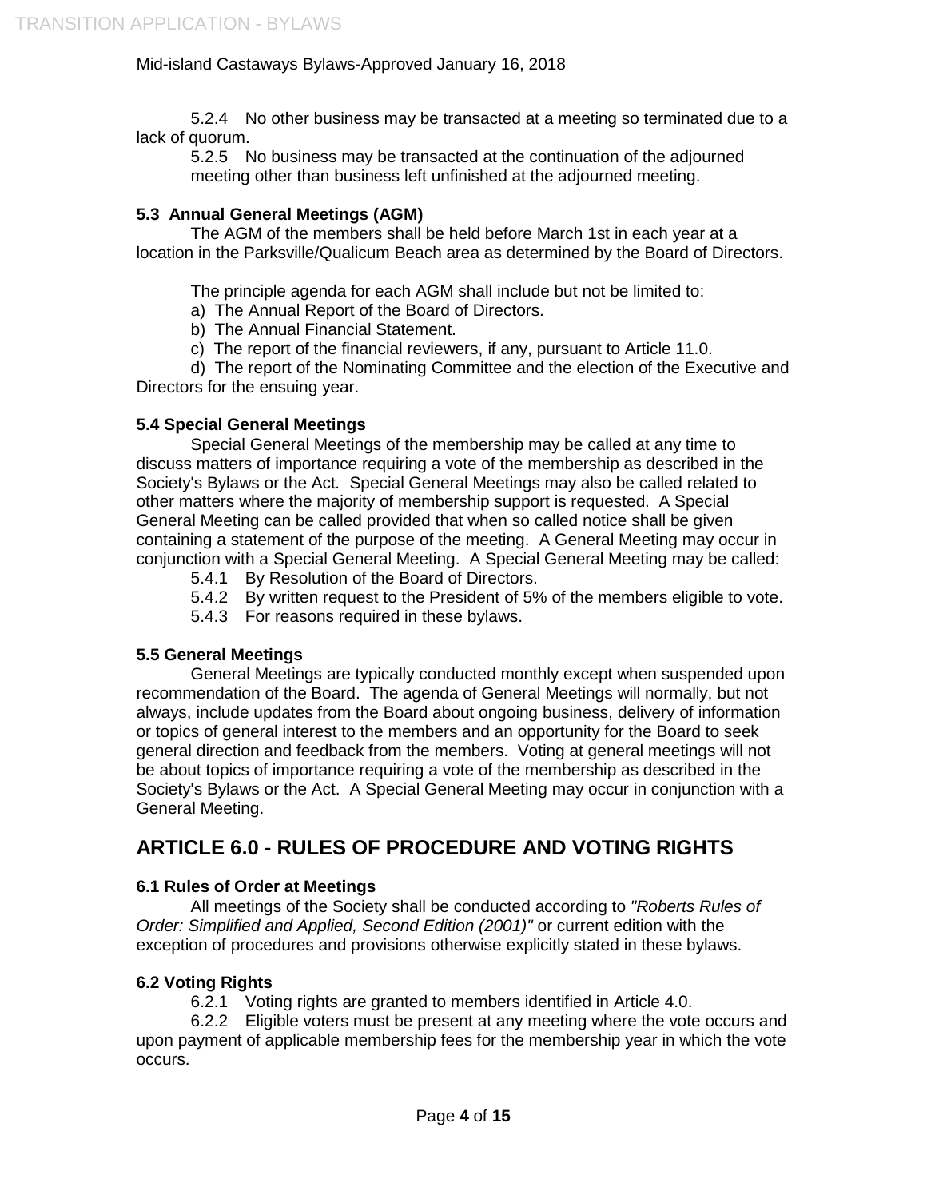5.2.4 No other business may be transacted at a meeting so terminated due to a lack of quorum.

5.2.5 No business may be transacted at the continuation of the adjourned meeting other than business left unfinished at the adjourned meeting.

### 5.3 Annual General Meetings (AGM)

The AGM of the members shall be held before March 1st in each year at a location in the Parksville/Qualicum Beach area as determined by the Board of Directors.

The principle agenda for each AGM shall include but not be limited to:

a) The Annual Report of the Board of Directors.
b) The Annual Financial Statement.
c) The report of the financial reviewers, if any, pursuant to Article 11.0.
d) The report of the Nominating Committee and the election of the Executive and Directors for the ensuing year.

### 5.4 Special General Meetings

Special General Meetings of the membership may be called at any time to discuss matters of importance requiring a vote of the membership as described in the Society's Bylaws or the Act. Special General Meetings may also be called related to other matters where the majority of membership support is requested. A Special General Meeting can be called provided that when so called notice shall be given containing a statement of the purpose of the meeting. A General Meeting may occur in conjunction with a Special General Meeting. A Special General Meeting may be called:

5.4.1 By Resolution of the Board of Directors.
5.4.2 By written request to the President of 5% of the members eligible to vote.
5.4.3 For reasons required in these bylaws.

### 5.5 General Meetings

General Meetings are typically conducted monthly except when suspended upon recommendation of the Board. The agenda of General Meetings will normally, but not always, include updates from the Board about ongoing business, delivery of information or topics of general interest to the members and an opportunity for the Board to seek general direction and feedback from the members. Voting at general meetings will not be about topics of importance requiring a vote of the membership as described in the Society's Bylaws or the Act. A Special General Meeting may occur in conjunction with a General Meeting.

## ARTICLE 6.0 - RULES OF PROCEDURE AND VOTING RIGHTS

### 6.1 Rules of Order at Meetings

All meetings of the Society shall be conducted according to *"Roberts Rules of Order: Simplified and Applied, Second Edition (2001)"* or current edition with the exception of procedures and provisions otherwise explicitly stated in these bylaws.

### 6.2 Voting Rights

6.2.1 Voting rights are granted to members identified in Article 4.0.

6.2.2 Eligible voters must be present at any meeting where the vote occurs and upon payment of applicable membership fees for the membership year in which the vote occurs.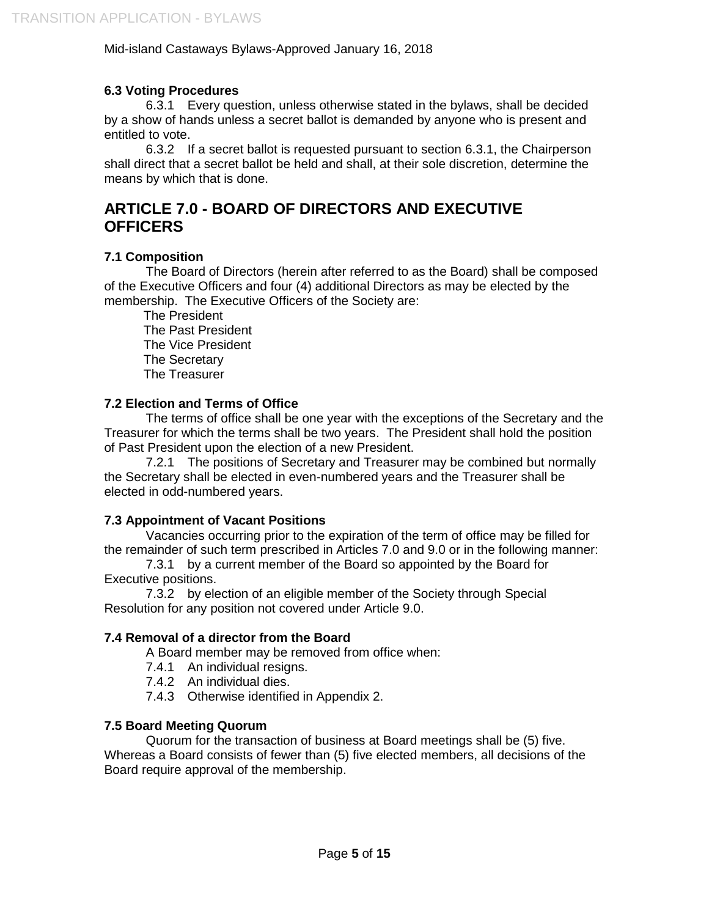### 6.3 Voting Procedures

6.3.1 Every question, unless otherwise stated in the bylaws, shall be decided by a show of hands unless a secret ballot is demanded by anyone who is present and entitled to vote.

6.3.2 If a secret ballot is requested pursuant to section 6.3.1, the Chairperson shall direct that a secret ballot be held and shall, at their sole discretion, determine the means by which that is done.

## ARTICLE 7.0 - BOARD OF DIRECTORS AND EXECUTIVE OFFICERS

### 7.1 Composition

The Board of Directors (herein after referred to as the Board) shall be composed of the Executive Officers and four (4) additional Directors as may be elected by the membership. The Executive Officers of the Society are:

The President
The Past President
The Vice President
The Secretary
The Treasurer

### 7.2 Election and Terms of Office

The terms of office shall be one year with the exceptions of the Secretary and the Treasurer for which the terms shall be two years. The President shall hold the position of Past President upon the election of a new President.

7.2.1 The positions of Secretary and Treasurer may be combined but normally the Secretary shall be elected in even-numbered years and the Treasurer shall be elected in odd-numbered years.

### 7.3 Appointment of Vacant Positions

Vacancies occurring prior to the expiration of the term of office may be filled for the remainder of such term prescribed in Articles 7.0 and 9.0 or in the following manner:

7.3.1 by a current member of the Board so appointed by the Board for Executive positions.

7.3.2 by election of an eligible member of the Society through Special Resolution for any position not covered under Article 9.0.

### 7.4 Removal of a director from the Board

A Board member may be removed from office when:

7.4.1 An individual resigns.
7.4.2 An individual dies.
7.4.3 Otherwise identified in Appendix 2.

### 7.5 Board Meeting Quorum

Quorum for the transaction of business at Board meetings shall be (5) five. Whereas a Board consists of fewer than (5) five elected members, all decisions of the Board require approval of the membership.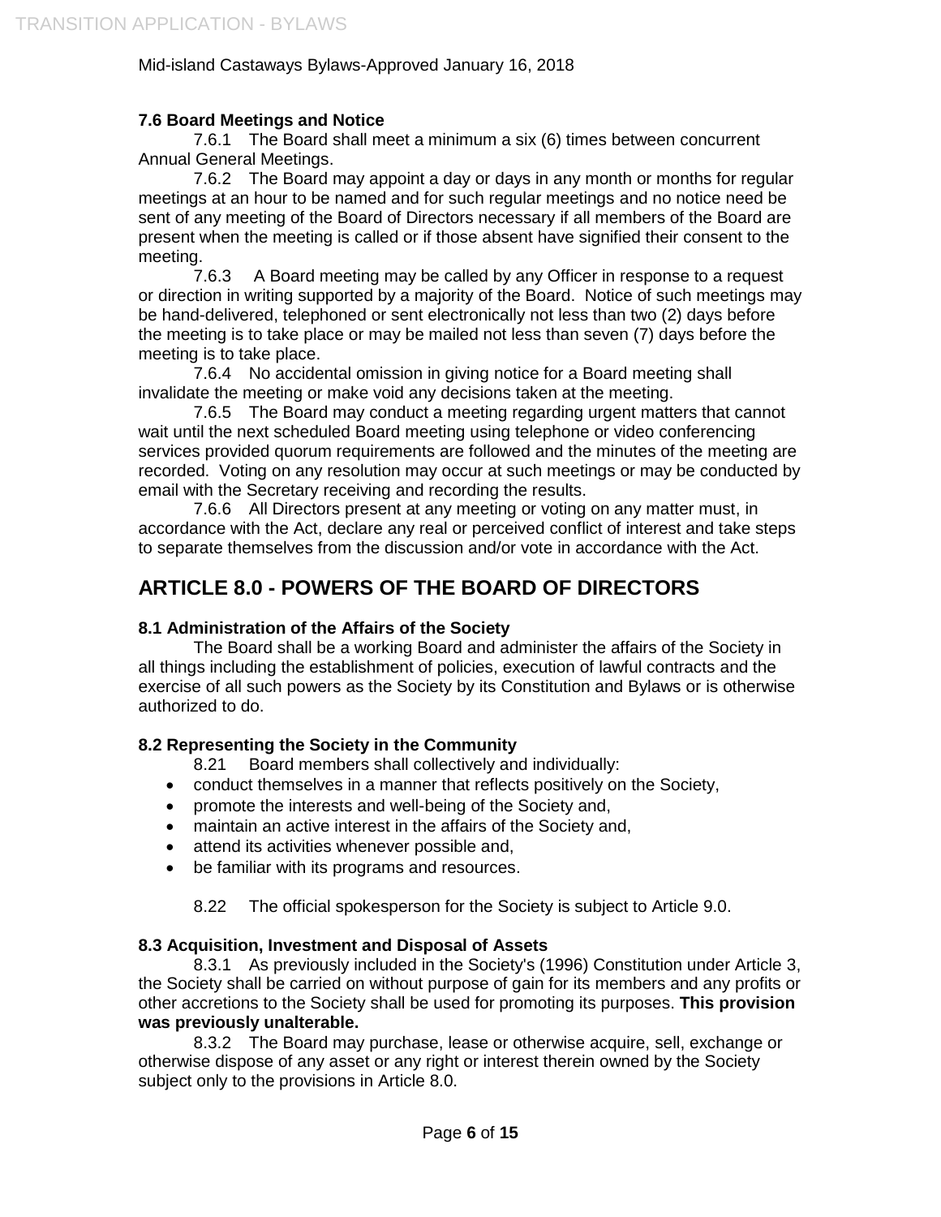**7.6 Board Meetings and Notice**

7.6.1 The Board shall meet a minimum a six (6) times between concurrent Annual General Meetings.

7.6.2 The Board may appoint a day or days in any month or months for regular meetings at an hour to be named and for such regular meetings and no notice need be sent of any meeting of the Board of Directors necessary if all members of the Board are present when the meeting is called or if those absent have signified their consent to the meeting.

7.6.3 A Board meeting may be called by any Officer in response to a request or direction in writing supported by a majority of the Board. Notice of such meetings may be hand-delivered, telephoned or sent electronically not less than two (2) days before the meeting is to take place or may be mailed not less than seven (7) days before the meeting is to take place.

7.6.4 No accidental omission in giving notice for a Board meeting shall invalidate the meeting or make void any decisions taken at the meeting.

7.6.5 The Board may conduct a meeting regarding urgent matters that cannot wait until the next scheduled Board meeting using telephone or video conferencing services provided quorum requirements are followed and the minutes of the meeting are recorded. Voting on any resolution may occur at such meetings or may be conducted by email with the Secretary receiving and recording the results.

7.6.6 All Directors present at any meeting or voting on any matter must, in accordance with the Act, declare any real or perceived conflict of interest and take steps to separate themselves from the discussion and/or vote in accordance with the Act.

## ARTICLE 8.0 - POWERS OF THE BOARD OF DIRECTORS

**8.1 Administration of the Affairs of the Society**

The Board shall be a working Board and administer the affairs of the Society in all things including the establishment of policies, execution of lawful contracts and the exercise of all such powers as the Society by its Constitution and Bylaws or is otherwise authorized to do.

**8.2 Representing the Society in the Community**

8.21 Board members shall collectively and individually:

- conduct themselves in a manner that reflects positively on the Society,
- promote the interests and well-being of the Society and,
- maintain an active interest in the affairs of the Society and,
- attend its activities whenever possible and,
- be familiar with its programs and resources.

8.22 The official spokesperson for the Society is subject to Article 9.0.

**8.3 Acquisition, Investment and Disposal of Assets**

8.3.1 As previously included in the Society's (1996) Constitution under Article 3, the Society shall be carried on without purpose of gain for its members and any profits or other accretions to the Society shall be used for promoting its purposes. **This provision was previously unalterable.**

8.3.2 The Board may purchase, lease or otherwise acquire, sell, exchange or otherwise dispose of any asset or any right or interest therein owned by the Society subject only to the provisions in Article 8.0.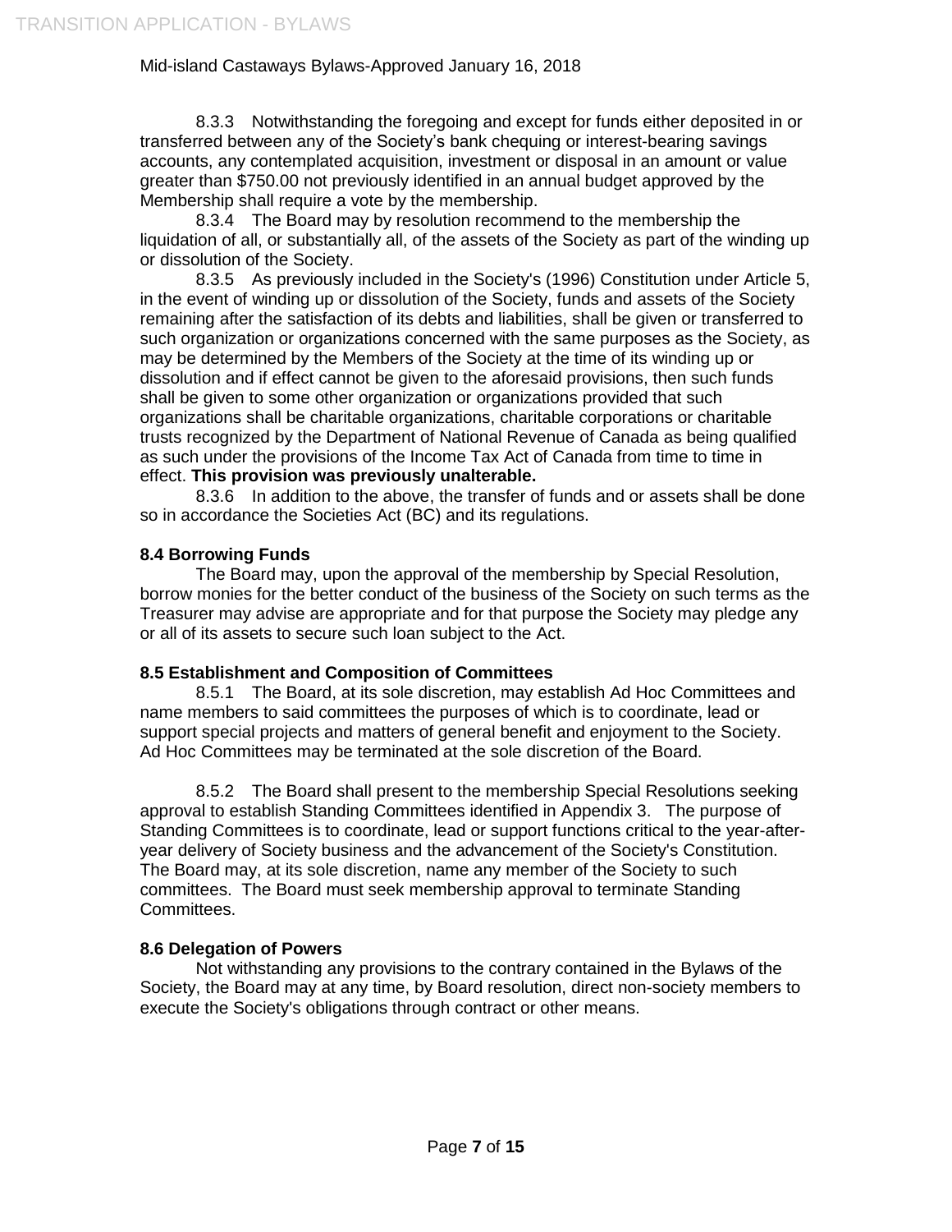8.3.3 Notwithstanding the foregoing and except for funds either deposited in or transferred between any of the Society's bank chequing or interest-bearing savings accounts, any contemplated acquisition, investment or disposal in an amount or value greater than $750.00 not previously identified in an annual budget approved by the Membership shall require a vote by the membership.

8.3.4 The Board may by resolution recommend to the membership the liquidation of all, or substantially all, of the assets of the Society as part of the winding up or dissolution of the Society.

8.3.5 As previously included in the Society's (1996) Constitution under Article 5, in the event of winding up or dissolution of the Society, funds and assets of the Society remaining after the satisfaction of its debts and liabilities, shall be given or transferred to such organization or organizations concerned with the same purposes as the Society, as may be determined by the Members of the Society at the time of its winding up or dissolution and if effect cannot be given to the aforesaid provisions, then such funds shall be given to some other organization or organizations provided that such organizations shall be charitable organizations, charitable corporations or charitable trusts recognized by the Department of National Revenue of Canada as being qualified as such under the provisions of the Income Tax Act of Canada from time to time in effect. **This provision was previously unalterable.**

8.3.6 In addition to the above, the transfer of funds and or assets shall be done so in accordance the Societies Act (BC) and its regulations.

**8.4 Borrowing Funds**

The Board may, upon the approval of the membership by Special Resolution, borrow monies for the better conduct of the business of the Society on such terms as the Treasurer may advise are appropriate and for that purpose the Society may pledge any or all of its assets to secure such loan subject to the Act.

**8.5 Establishment and Composition of Committees**

8.5.1 The Board, at its sole discretion, may establish Ad Hoc Committees and name members to said committees the purposes of which is to coordinate, lead or support special projects and matters of general benefit and enjoyment to the Society. Ad Hoc Committees may be terminated at the sole discretion of the Board.

8.5.2 The Board shall present to the membership Special Resolutions seeking approval to establish Standing Committees identified in Appendix 3. The purpose of Standing Committees is to coordinate, lead or support functions critical to the year-after-year delivery of Society business and the advancement of the Society's Constitution. The Board may, at its sole discretion, name any member of the Society to such committees. The Board must seek membership approval to terminate Standing Committees.

**8.6 Delegation of Powers**

Not withstanding any provisions to the contrary contained in the Bylaws of the Society, the Board may at any time, by Board resolution, direct non-society members to execute the Society's obligations through contract or other means.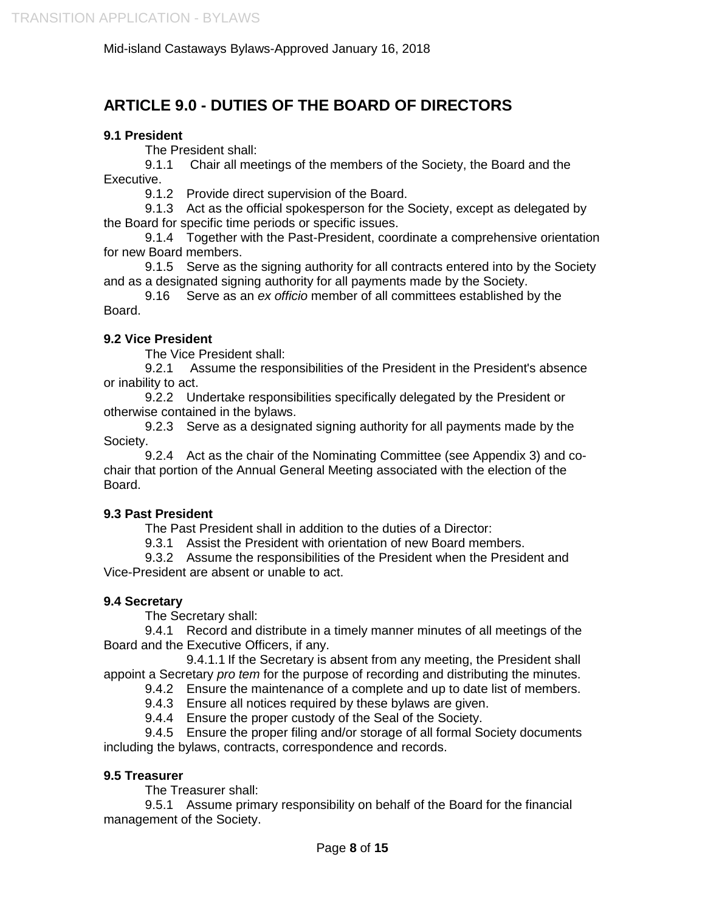## ARTICLE 9.0 - DUTIES OF THE BOARD OF DIRECTORS

**9.1 President**

The President shall:

9.1.1 Chair all meetings of the members of the Society, the Board and the Executive.

9.1.2 Provide direct supervision of the Board.

9.1.3 Act as the official spokesperson for the Society, except as delegated by the Board for specific time periods or specific issues.

9.1.4 Together with the Past-President, coordinate a comprehensive orientation for new Board members.

9.1.5 Serve as the signing authority for all contracts entered into by the Society and as a designated signing authority for all payments made by the Society.

9.16 Serve as an *ex officio* member of all committees established by the Board.

**9.2 Vice President**

The Vice President shall:

9.2.1 Assume the responsibilities of the President in the President's absence or inability to act.

9.2.2 Undertake responsibilities specifically delegated by the President or otherwise contained in the bylaws.

9.2.3 Serve as a designated signing authority for all payments made by the Society.

9.2.4 Act as the chair of the Nominating Committee (see Appendix 3) and co-chair that portion of the Annual General Meeting associated with the election of the Board.

**9.3 Past President**

The Past President shall in addition to the duties of a Director:

9.3.1 Assist the President with orientation of new Board members.

9.3.2 Assume the responsibilities of the President when the President and Vice-President are absent or unable to act.

**9.4 Secretary**

The Secretary shall:

9.4.1 Record and distribute in a timely manner minutes of all meetings of the Board and the Executive Officers, if any.

9.4.1.1 If the Secretary is absent from any meeting, the President shall appoint a Secretary *pro tem* for the purpose of recording and distributing the minutes.

9.4.2 Ensure the maintenance of a complete and up to date list of members.

9.4.3 Ensure all notices required by these bylaws are given.

9.4.4 Ensure the proper custody of the Seal of the Society.

9.4.5 Ensure the proper filing and/or storage of all formal Society documents including the bylaws, contracts, correspondence and records.

**9.5 Treasurer**

The Treasurer shall:

9.5.1 Assume primary responsibility on behalf of the Board for the financial management of the Society.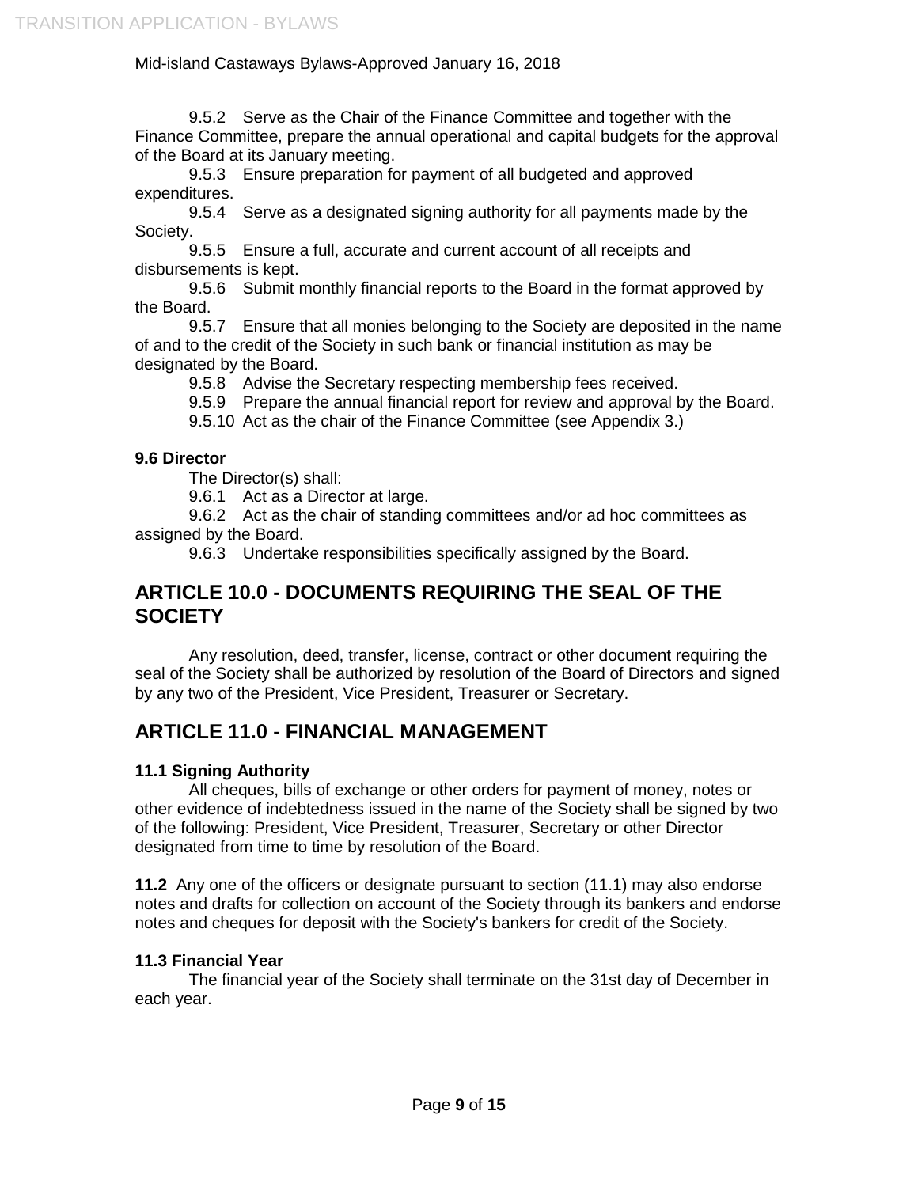9.5.2 Serve as the Chair of the Finance Committee and together with the Finance Committee, prepare the annual operational and capital budgets for the approval of the Board at its January meeting.

9.5.3 Ensure preparation for payment of all budgeted and approved expenditures.

9.5.4 Serve as a designated signing authority for all payments made by the Society.

9.5.5 Ensure a full, accurate and current account of all receipts and disbursements is kept.

9.5.6 Submit monthly financial reports to the Board in the format approved by the Board.

9.5.7 Ensure that all monies belonging to the Society are deposited in the name of and to the credit of the Society in such bank or financial institution as may be designated by the Board.

9.5.8 Advise the Secretary respecting membership fees received.

9.5.9 Prepare the annual financial report for review and approval by the Board.

9.5.10 Act as the chair of the Finance Committee (see Appendix 3.)

**9.6 Director**

The Director(s) shall:

9.6.1 Act as a Director at large.

9.6.2 Act as the chair of standing committees and/or ad hoc committees as assigned by the Board.

9.6.3 Undertake responsibilities specifically assigned by the Board.

## ARTICLE 10.0 - DOCUMENTS REQUIRING THE SEAL OF THE SOCIETY

Any resolution, deed, transfer, license, contract or other document requiring the seal of the Society shall be authorized by resolution of the Board of Directors and signed by any two of the President, Vice President, Treasurer or Secretary.

## ARTICLE 11.0 - FINANCIAL MANAGEMENT

**11.1 Signing Authority**

All cheques, bills of exchange or other orders for payment of money, notes or other evidence of indebtedness issued in the name of the Society shall be signed by two of the following: President, Vice President, Treasurer, Secretary or other Director designated from time to time by resolution of the Board.

**11.2** Any one of the officers or designate pursuant to section (11.1) may also endorse notes and drafts for collection on account of the Society through its bankers and endorse notes and cheques for deposit with the Society's bankers for credit of the Society.

**11.3 Financial Year**

The financial year of the Society shall terminate on the 31st day of December in each year.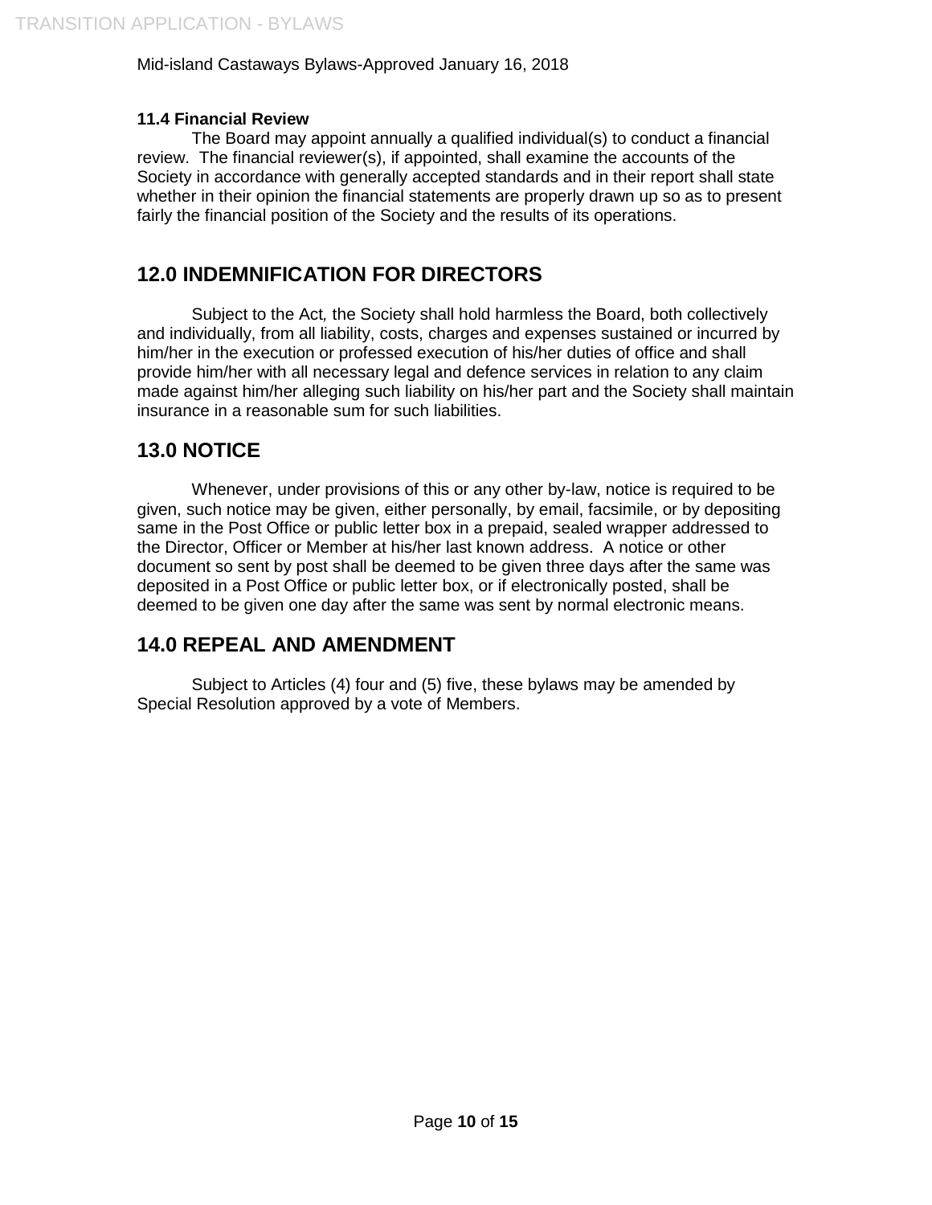#### 11.4 Financial Review

The Board may appoint annually a qualified individual(s) to conduct a financial review. The financial reviewer(s), if appointed, shall examine the accounts of the Society in accordance with generally accepted standards and in their report shall state whether in their opinion the financial statements are properly drawn up so as to present fairly the financial position of the Society and the results of its operations.

## 12.0 INDEMNIFICATION FOR DIRECTORS

Subject to the Act*,* the Society shall hold harmless the Board, both collectively and individually, from all liability, costs, charges and expenses sustained or incurred by him/her in the execution or professed execution of his/her duties of office and shall provide him/her with all necessary legal and defence services in relation to any claim made against him/her alleging such liability on his/her part and the Society shall maintain insurance in a reasonable sum for such liabilities.

## 13.0 NOTICE

Whenever, under provisions of this or any other by-law, notice is required to be given, such notice may be given, either personally, by email, facsimile, or by depositing same in the Post Office or public letter box in a prepaid, sealed wrapper addressed to the Director, Officer or Member at his/her last known address. A notice or other document so sent by post shall be deemed to be given three days after the same was deposited in a Post Office or public letter box, or if electronically posted, shall be deemed to be given one day after the same was sent by normal electronic means.

## 14.0 REPEAL AND AMENDMENT

Subject to Articles (4) four and (5) five, these bylaws may be amended by Special Resolution approved by a vote of Members.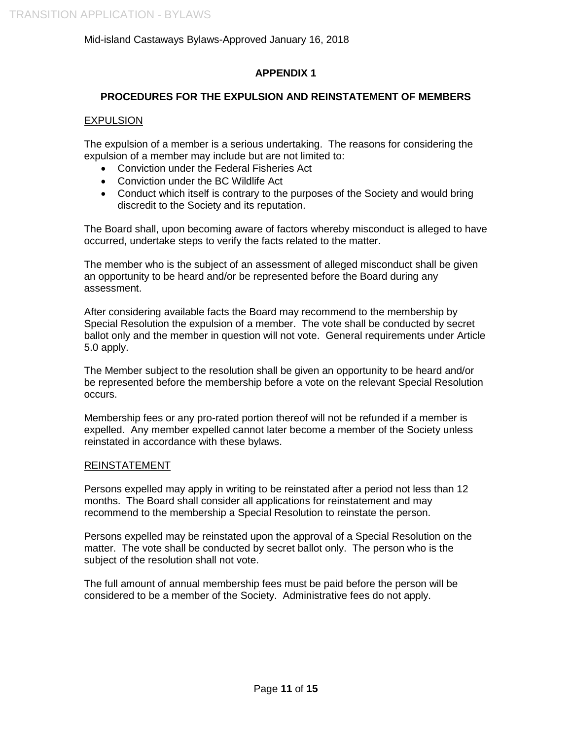**APPENDIX 1**

**PROCEDURES FOR THE EXPULSION AND REINSTATEMENT OF MEMBERS**

EXPULSION

The expulsion of a member is a serious undertaking. The reasons for considering the expulsion of a member may include but are not limited to:

- Conviction under the Federal Fisheries Act
- Conviction under the BC Wildlife Act
- Conduct which itself is contrary to the purposes of the Society and would bring discredit to the Society and its reputation.

The Board shall, upon becoming aware of factors whereby misconduct is alleged to have occurred, undertake steps to verify the facts related to the matter.

The member who is the subject of an assessment of alleged misconduct shall be given an opportunity to be heard and/or be represented before the Board during any assessment.

After considering available facts the Board may recommend to the membership by Special Resolution the expulsion of a member. The vote shall be conducted by secret ballot only and the member in question will not vote. General requirements under Article 5.0 apply.

The Member subject to the resolution shall be given an opportunity to be heard and/or be represented before the membership before a vote on the relevant Special Resolution occurs.

Membership fees or any pro-rated portion thereof will not be refunded if a member is expelled. Any member expelled cannot later become a member of the Society unless reinstated in accordance with these bylaws.

REINSTATEMENT

Persons expelled may apply in writing to be reinstated after a period not less than 12 months. The Board shall consider all applications for reinstatement and may recommend to the membership a Special Resolution to reinstate the person.

Persons expelled may be reinstated upon the approval of a Special Resolution on the matter. The vote shall be conducted by secret ballot only. The person who is the subject of the resolution shall not vote.

The full amount of annual membership fees must be paid before the person will be considered to be a member of the Society. Administrative fees do not apply.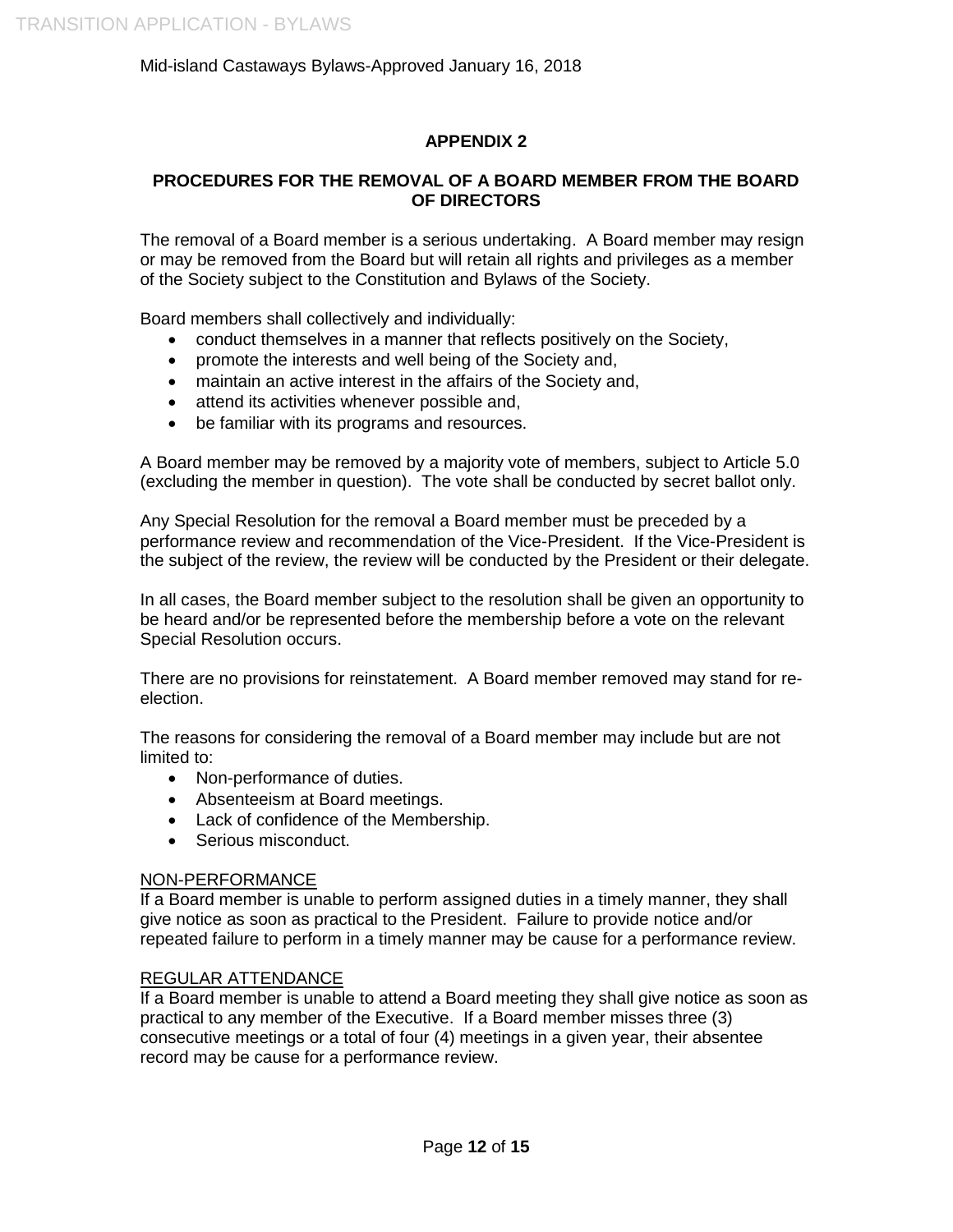## APPENDIX 2

### PROCEDURES FOR THE REMOVAL OF A BOARD MEMBER FROM THE BOARD OF DIRECTORS

The removal of a Board member is a serious undertaking. A Board member may resign or may be removed from the Board but will retain all rights and privileges as a member of the Society subject to the Constitution and Bylaws of the Society.

Board members shall collectively and individually:

- conduct themselves in a manner that reflects positively on the Society,
- promote the interests and well being of the Society and,
- maintain an active interest in the affairs of the Society and,
- attend its activities whenever possible and,
- be familiar with its programs and resources.

A Board member may be removed by a majority vote of members, subject to Article 5.0 (excluding the member in question). The vote shall be conducted by secret ballot only.

Any Special Resolution for the removal a Board member must be preceded by a performance review and recommendation of the Vice-President. If the Vice-President is the subject of the review, the review will be conducted by the President or their delegate.

In all cases, the Board member subject to the resolution shall be given an opportunity to be heard and/or be represented before the membership before a vote on the relevant Special Resolution occurs.

There are no provisions for reinstatement. A Board member removed may stand for re-election.

The reasons for considering the removal of a Board member may include but are not limited to:

- Non-performance of duties.
- Absenteeism at Board meetings.
- Lack of confidence of the Membership.
- Serious misconduct.

NON-PERFORMANCE

If a Board member is unable to perform assigned duties in a timely manner, they shall give notice as soon as practical to the President. Failure to provide notice and/or repeated failure to perform in a timely manner may be cause for a performance review.

REGULAR ATTENDANCE

If a Board member is unable to attend a Board meeting they shall give notice as soon as practical to any member of the Executive. If a Board member misses three (3) consecutive meetings or a total of four (4) meetings in a given year, their absentee record may be cause for a performance review.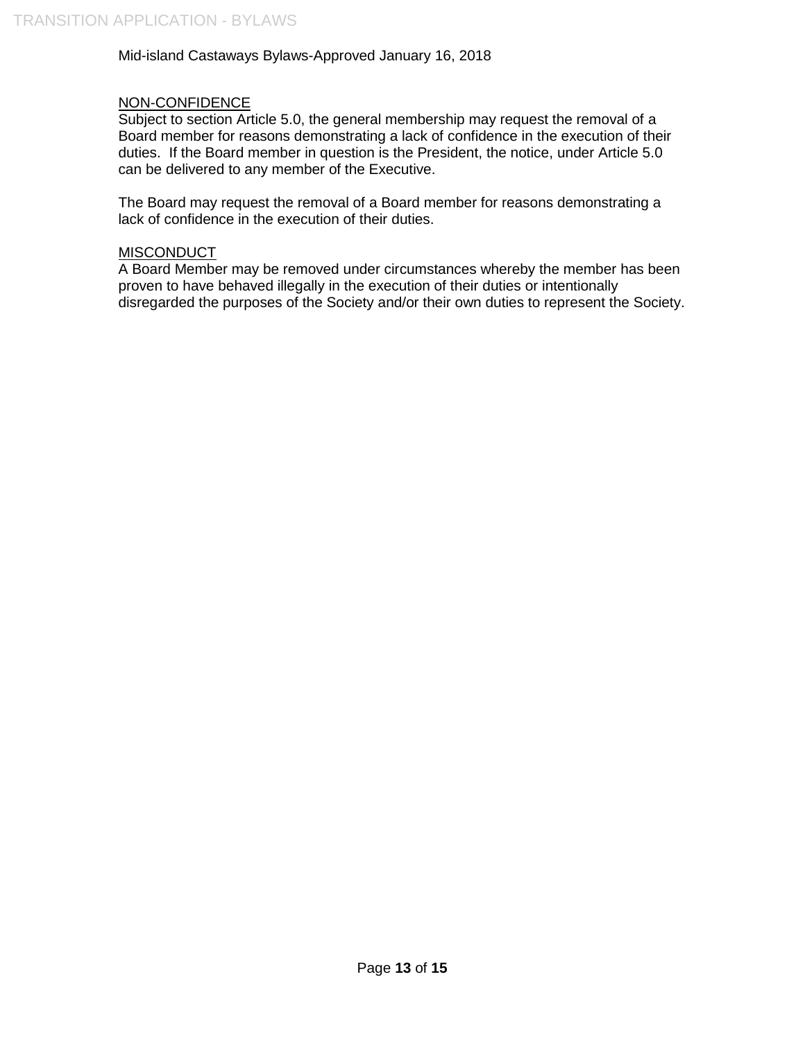## NON-CONFIDENCE

Subject to section Article 5.0, the general membership may request the removal of a Board member for reasons demonstrating a lack of confidence in the execution of their duties. If the Board member in question is the President, the notice, under Article 5.0 can be delivered to any member of the Executive.

The Board may request the removal of a Board member for reasons demonstrating a lack of confidence in the execution of their duties.

## MISCONDUCT

A Board Member may be removed under circumstances whereby the member has been proven to have behaved illegally in the execution of their duties or intentionally disregarded the purposes of the Society and/or their own duties to represent the Society.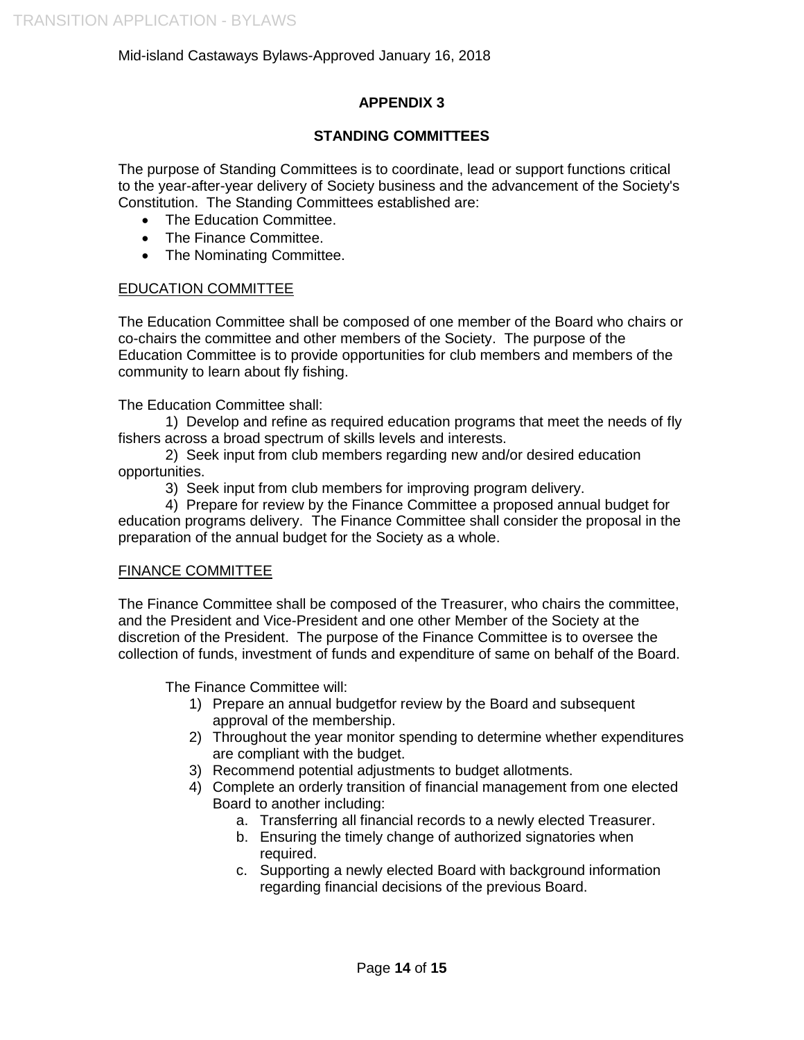Mid-island Castaways Bylaws-Approved January 16, 2018

## APPENDIX 3

## STANDING COMMITTEES

The purpose of Standing Committees is to coordinate, lead or support functions critical to the year-after-year delivery of Society business and the advancement of the Society's Constitution. The Standing Committees established are:

- The Education Committee.
- The Finance Committee.
- The Nominating Committee.

### EDUCATION COMMITTEE

The Education Committee shall be composed of one member of the Board who chairs or co-chairs the committee and other members of the Society. The purpose of the Education Committee is to provide opportunities for club members and members of the community to learn about fly fishing.

The Education Committee shall:

1) Develop and refine as required education programs that meet the needs of fly fishers across a broad spectrum of skills levels and interests.
2) Seek input from club members regarding new and/or desired education opportunities.
3) Seek input from club members for improving program delivery.
4) Prepare for review by the Finance Committee a proposed annual budget for education programs delivery. The Finance Committee shall consider the proposal in the preparation of the annual budget for the Society as a whole.

### FINANCE COMMITTEE

The Finance Committee shall be composed of the Treasurer, who chairs the committee, and the President and Vice-President and one other Member of the Society at the discretion of the President. The purpose of the Finance Committee is to oversee the collection of funds, investment of funds and expenditure of same on behalf of the Board.

The Finance Committee will:

1) Prepare an annual budgetfor review by the Board and subsequent approval of the membership.
2) Throughout the year monitor spending to determine whether expenditures are compliant with the budget.
3) Recommend potential adjustments to budget allotments.
4) Complete an orderly transition of financial management from one elected Board to another including:
    a. Transferring all financial records to a newly elected Treasurer.
    b. Ensuring the timely change of authorized signatories when required.
    c. Supporting a newly elected Board with background information regarding financial decisions of the previous Board.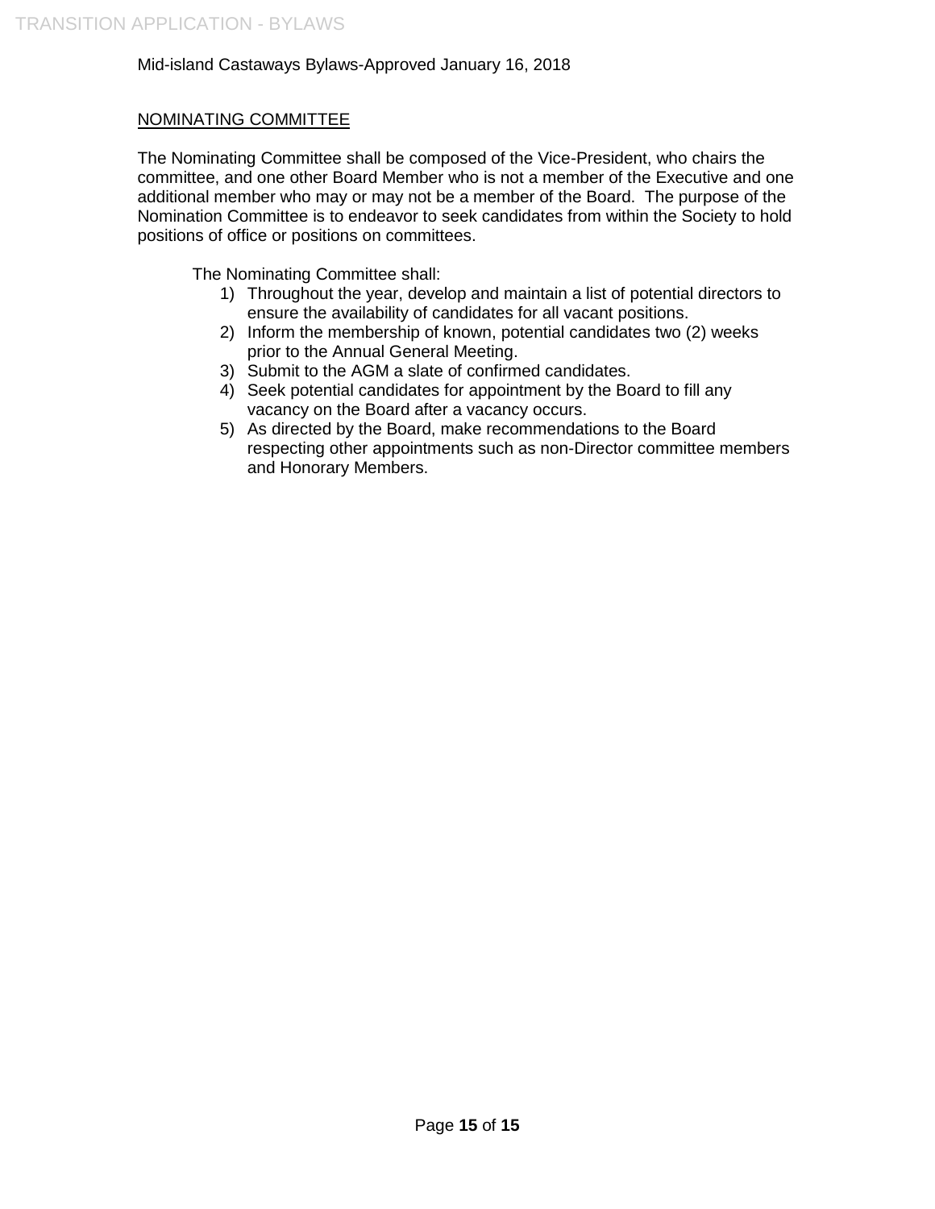## NOMINATING COMMITTEE

The Nominating Committee shall be composed of the Vice-President, who chairs the committee, and one other Board Member who is not a member of the Executive and one additional member who may or may not be a member of the Board. The purpose of the Nomination Committee is to endeavor to seek candidates from within the Society to hold positions of office or positions on committees.

The Nominating Committee shall:

1) Throughout the year, develop and maintain a list of potential directors to ensure the availability of candidates for all vacant positions.
2) Inform the membership of known, potential candidates two (2) weeks prior to the Annual General Meeting.
3) Submit to the AGM a slate of confirmed candidates.
4) Seek potential candidates for appointment by the Board to fill any vacancy on the Board after a vacancy occurs.
5) As directed by the Board, make recommendations to the Board respecting other appointments such as non-Director committee members and Honorary Members.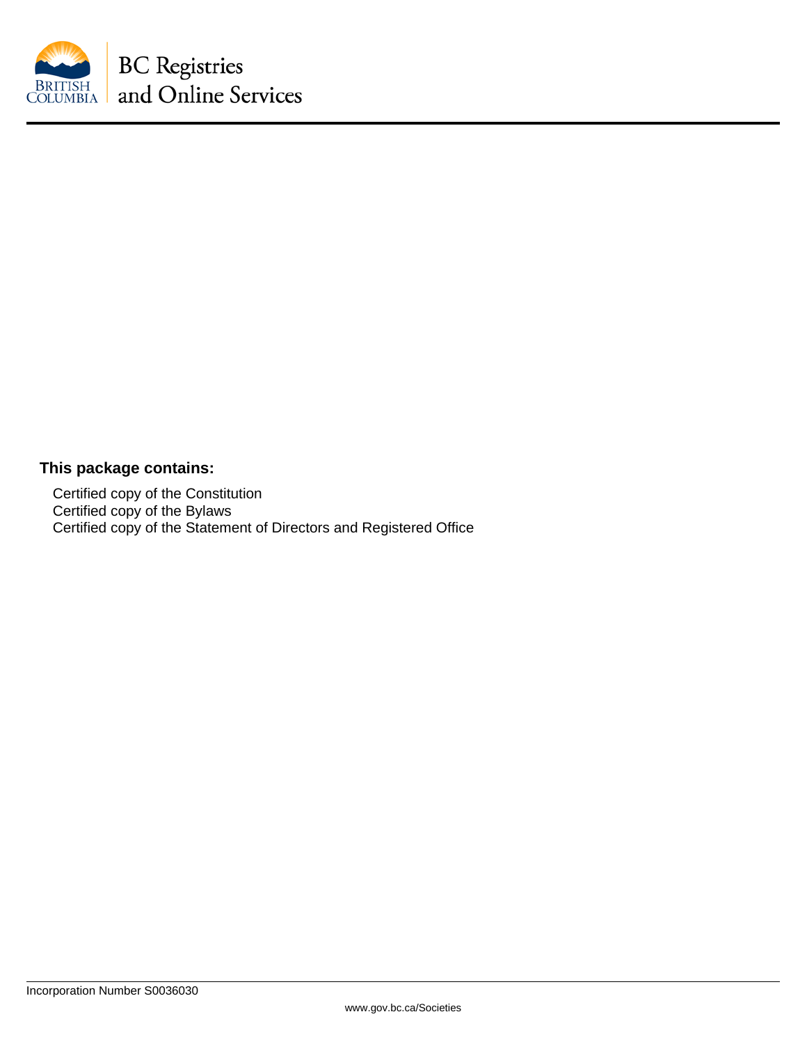BC Registries and Online Services

**This package contains:**

Certified copy of the Constitution
Certified copy of the Bylaws
Certified copy of the Statement of Directors and Registered Office

Incorporation Number S0036030

www.gov.bc.ca/Societies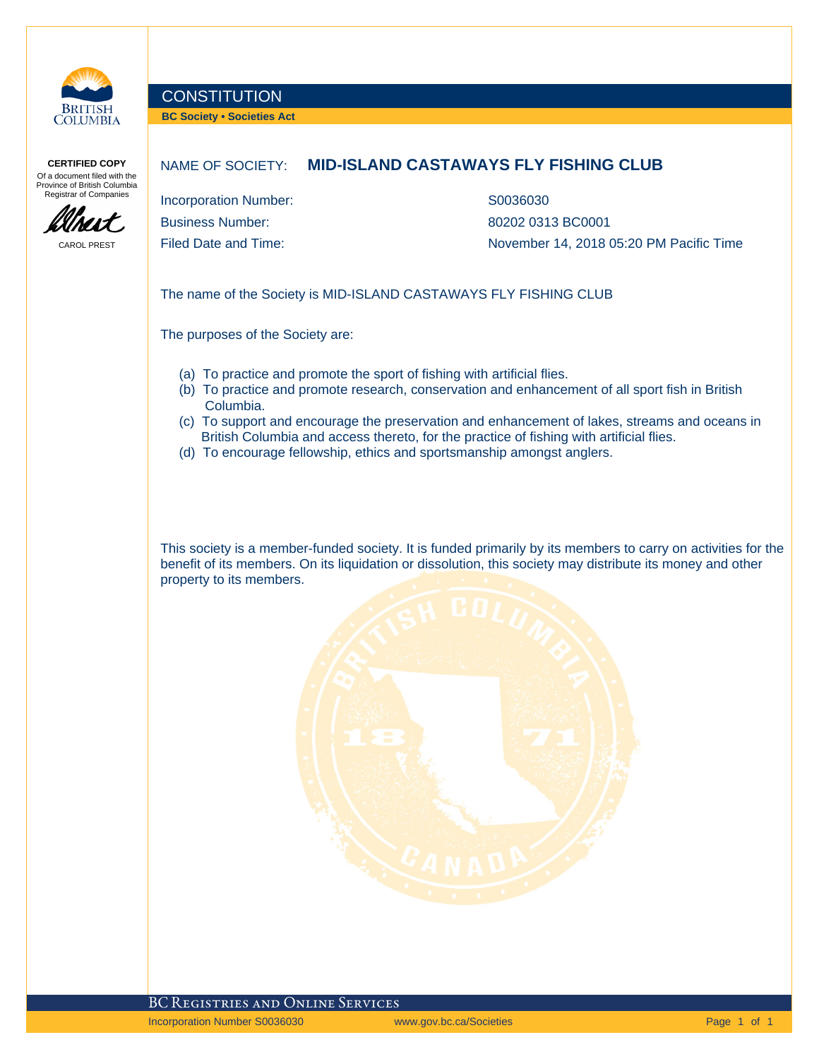# CONSTITUTION

**BC Society • Societies Act**

**CERTIFIED COPY**
Of a document filed with the Province of British Columbia Registrar of Companies

CAROL PREST

NAME OF SOCIETY: **MID-ISLAND CASTAWAYS FLY FISHING CLUB**

| | |
|---|---|
| Incorporation Number: | S0036030 |
| Business Number: | 80202 0313 BC0001 |
| Filed Date and Time: | November 14, 2018 05:20 PM Pacific Time |

The name of the Society is MID-ISLAND CASTAWAYS FLY FISHING CLUB

The purposes of the Society are:

(a) To practice and promote the sport of fishing with artificial flies.
(b) To practice and promote research, conservation and enhancement of all sport fish in British Columbia.
(c) To support and encourage the preservation and enhancement of lakes, streams and oceans in British Columbia and access thereto, for the practice of fishing with artificial flies.
(d) To encourage fellowship, ethics and sportsmanship amongst anglers.

This society is a member-funded society. It is funded primarily by its members to carry on activities for the benefit of its members. On its liquidation or dissolution, this society may distribute its money and other property to its members.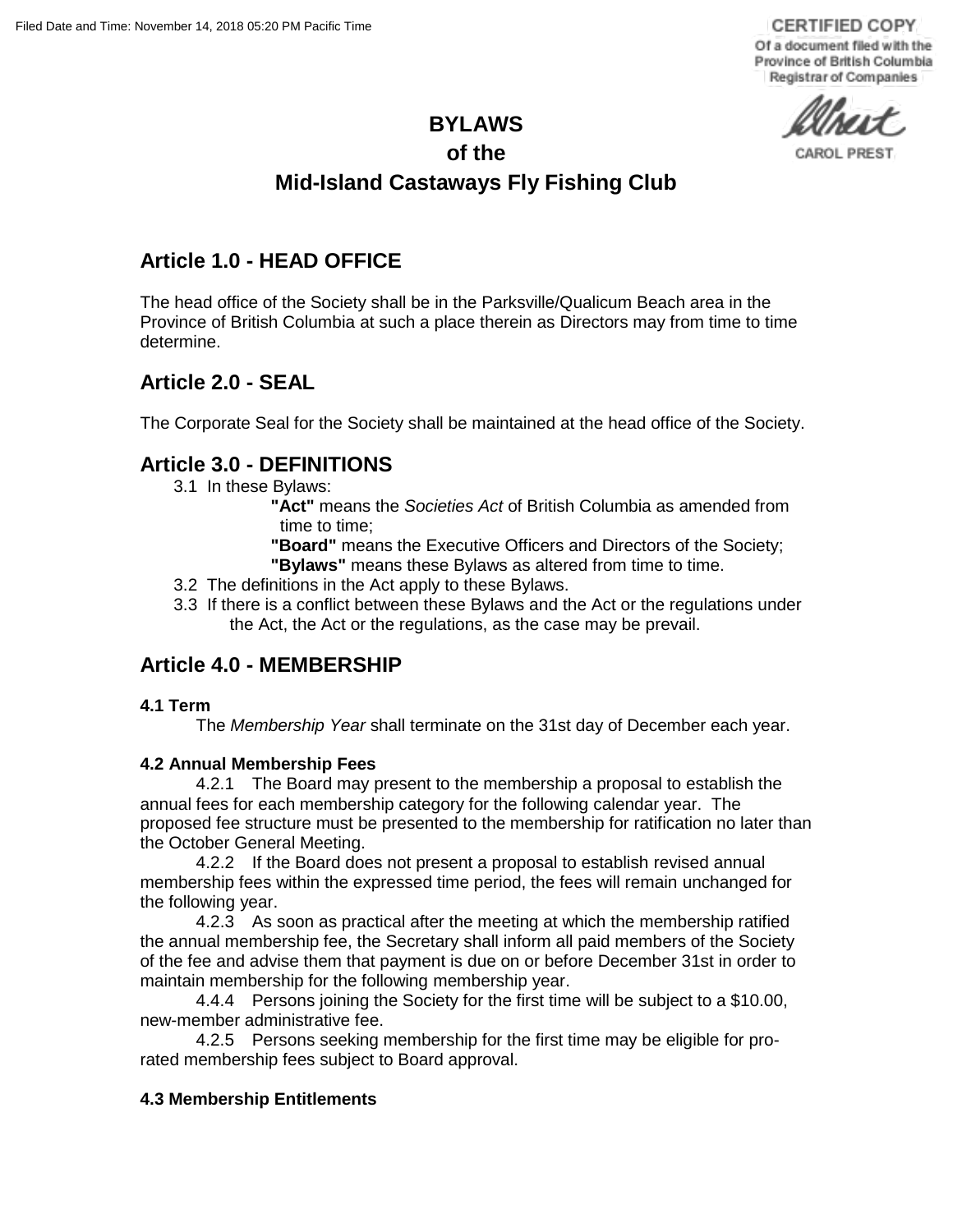Filed Date and Time: November 14, 2018 05:20 PM Pacific Time

CERTIFIED COPY
Of a document filed with the Province of British Columbia Registrar of Companies

CAROL PREST

# BYLAWS
# of the
# Mid-Island Castaways Fly Fishing Club

## Article 1.0 - HEAD OFFICE

The head office of the Society shall be in the Parksville/Qualicum Beach area in the Province of British Columbia at such a place therein as Directors may from time to time determine.

## Article 2.0 - SEAL

The Corporate Seal for the Society shall be maintained at the head office of the Society.

## Article 3.0 - DEFINITIONS

3.1 In these Bylaws:

**"Act"** means the *Societies Act* of British Columbia as amended from time to time;

**"Board"** means the Executive Officers and Directors of the Society;

**"Bylaws"** means these Bylaws as altered from time to time.

3.2 The definitions in the Act apply to these Bylaws.

3.3 If there is a conflict between these Bylaws and the Act or the regulations under the Act, the Act or the regulations, as the case may be prevail.

## Article 4.0 - MEMBERSHIP

**4.1 Term**

The *Membership Year* shall terminate on the 31st day of December each year.

**4.2 Annual Membership Fees**

4.2.1 The Board may present to the membership a proposal to establish the annual fees for each membership category for the following calendar year. The proposed fee structure must be presented to the membership for ratification no later than the October General Meeting.

4.2.2 If the Board does not present a proposal to establish revised annual membership fees within the expressed time period, the fees will remain unchanged for the following year.

4.2.3 As soon as practical after the meeting at which the membership ratified the annual membership fee, the Secretary shall inform all paid members of the Society of the fee and advise them that payment is due on or before December 31st in order to maintain membership for the following membership year.

4.4.4 Persons joining the Society for the first time will be subject to a $10.00, new-member administrative fee.

4.2.5 Persons seeking membership for the first time may be eligible for pro-rated membership fees subject to Board approval.

**4.3 Membership Entitlements**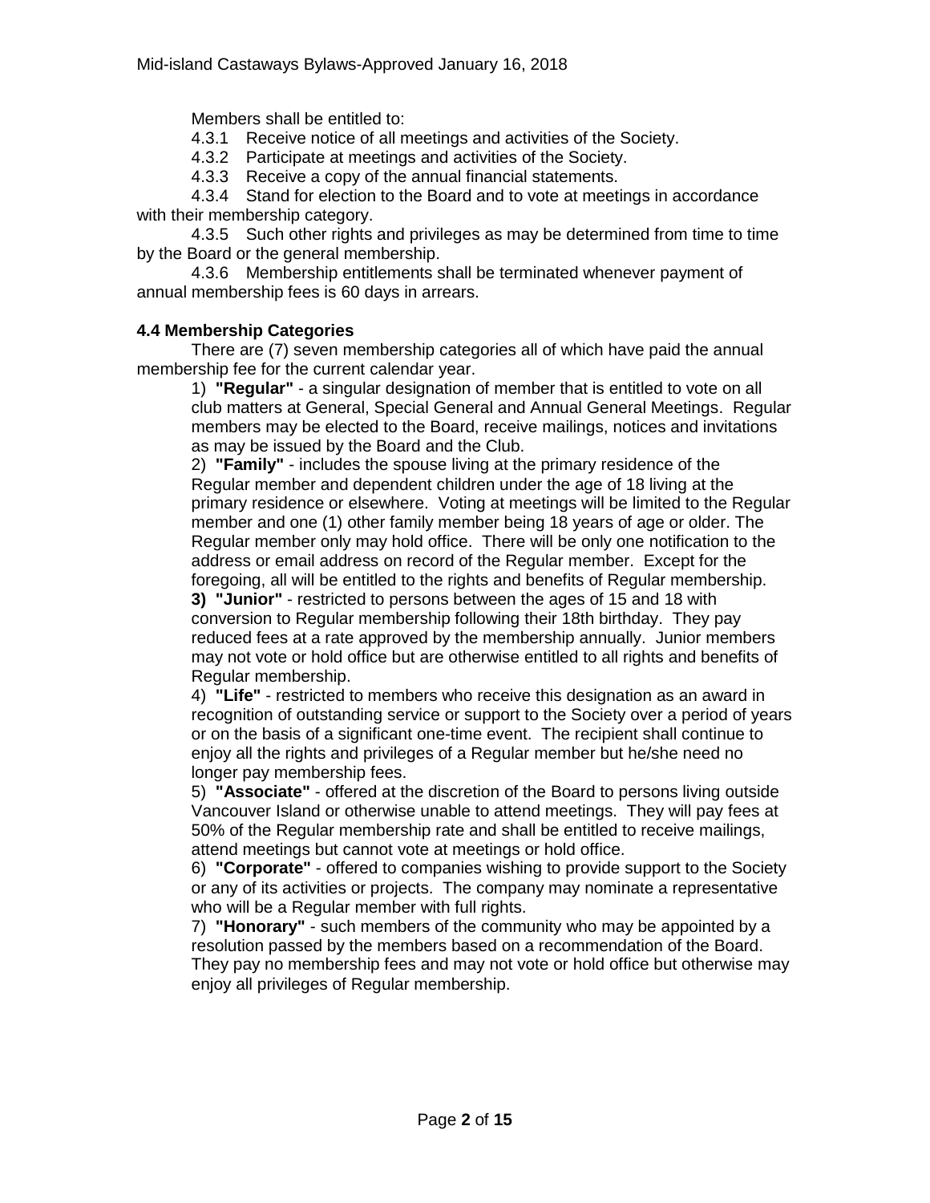Members shall be entitled to:

4.3.1 Receive notice of all meetings and activities of the Society.

4.3.2 Participate at meetings and activities of the Society.

4.3.3 Receive a copy of the annual financial statements.

4.3.4 Stand for election to the Board and to vote at meetings in accordance with their membership category.

4.3.5 Such other rights and privileges as may be determined from time to time by the Board or the general membership.

4.3.6 Membership entitlements shall be terminated whenever payment of annual membership fees is 60 days in arrears.

**4.4 Membership Categories**

There are (7) seven membership categories all of which have paid the annual membership fee for the current calendar year.

1) **"Regular"** - a singular designation of member that is entitled to vote on all club matters at General, Special General and Annual General Meetings. Regular members may be elected to the Board, receive mailings, notices and invitations as may be issued by the Board and the Club.

2) **"Family"** - includes the spouse living at the primary residence of the Regular member and dependent children under the age of 18 living at the primary residence or elsewhere. Voting at meetings will be limited to the Regular member and one (1) other family member being 18 years of age or older. The Regular member only may hold office. There will be only one notification to the address or email address on record of the Regular member. Except for the foregoing, all will be entitled to the rights and benefits of Regular membership.

**3) "Junior"** - restricted to persons between the ages of 15 and 18 with conversion to Regular membership following their 18th birthday. They pay reduced fees at a rate approved by the membership annually. Junior members may not vote or hold office but are otherwise entitled to all rights and benefits of Regular membership.

4) **"Life"** - restricted to members who receive this designation as an award in recognition of outstanding service or support to the Society over a period of years or on the basis of a significant one-time event. The recipient shall continue to enjoy all the rights and privileges of a Regular member but he/she need no longer pay membership fees.

5) **"Associate"** - offered at the discretion of the Board to persons living outside Vancouver Island or otherwise unable to attend meetings. They will pay fees at 50% of the Regular membership rate and shall be entitled to receive mailings, attend meetings but cannot vote at meetings or hold office.

6) **"Corporate"** - offered to companies wishing to provide support to the Society or any of its activities or projects. The company may nominate a representative who will be a Regular member with full rights.

7) **"Honorary"** - such members of the community who may be appointed by a resolution passed by the members based on a recommendation of the Board. They pay no membership fees and may not vote or hold office but otherwise may enjoy all privileges of Regular membership.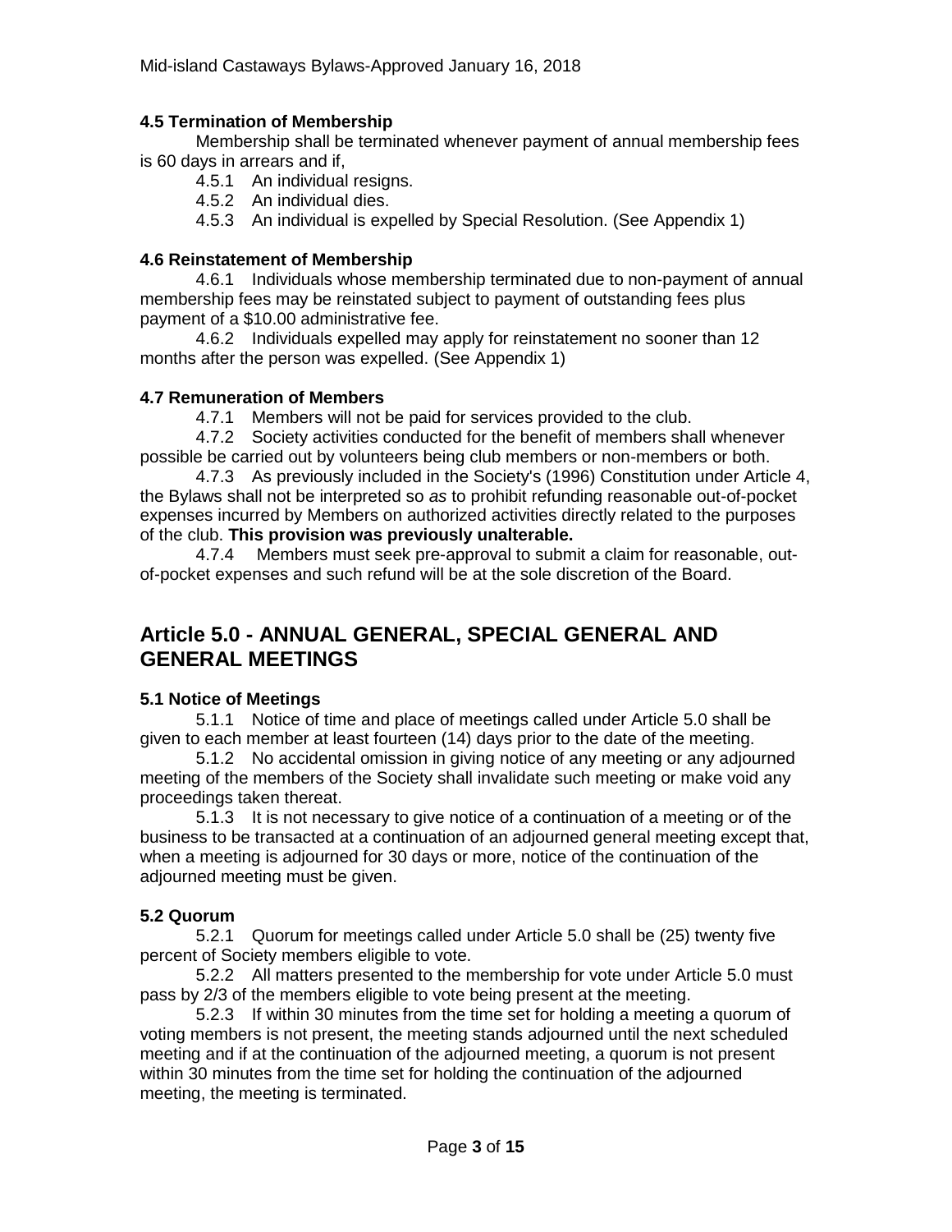**4.5 Termination of Membership**

Membership shall be terminated whenever payment of annual membership fees is 60 days in arrears and if,

4.5.1 An individual resigns.

4.5.2 An individual dies.

4.5.3 An individual is expelled by Special Resolution. (See Appendix 1)

**4.6 Reinstatement of Membership**

4.6.1 Individuals whose membership terminated due to non-payment of annual membership fees may be reinstated subject to payment of outstanding fees plus payment of a $10.00 administrative fee.

4.6.2 Individuals expelled may apply for reinstatement no sooner than 12 months after the person was expelled. (See Appendix 1)

**4.7 Remuneration of Members**

4.7.1 Members will not be paid for services provided to the club.

4.7.2 Society activities conducted for the benefit of members shall whenever possible be carried out by volunteers being club members or non-members or both.

4.7.3 As previously included in the Society's (1996) Constitution under Article 4, the Bylaws shall not be interpreted so *as* to prohibit refunding reasonable out-of-pocket expenses incurred by Members on authorized activities directly related to the purposes of the club. **This provision was previously unalterable.**

4.7.4 Members must seek pre-approval to submit a claim for reasonable, out-of-pocket expenses and such refund will be at the sole discretion of the Board.

## Article 5.0 - ANNUAL GENERAL, SPECIAL GENERAL AND GENERAL MEETINGS

**5.1 Notice of Meetings**

5.1.1 Notice of time and place of meetings called under Article 5.0 shall be given to each member at least fourteen (14) days prior to the date of the meeting.

5.1.2 No accidental omission in giving notice of any meeting or any adjourned meeting of the members of the Society shall invalidate such meeting or make void any proceedings taken thereat.

5.1.3 It is not necessary to give notice of a continuation of a meeting or of the business to be transacted at a continuation of an adjourned general meeting except that, when a meeting is adjourned for 30 days or more, notice of the continuation of the adjourned meeting must be given.

**5.2 Quorum**

5.2.1 Quorum for meetings called under Article 5.0 shall be (25) twenty five percent of Society members eligible to vote.

5.2.2 All matters presented to the membership for vote under Article 5.0 must pass by 2/3 of the members eligible to vote being present at the meeting.

5.2.3 If within 30 minutes from the time set for holding a meeting a quorum of voting members is not present, the meeting stands adjourned until the next scheduled meeting and if at the continuation of the adjourned meeting, a quorum is not present within 30 minutes from the time set for holding the continuation of the adjourned meeting, the meeting is terminated.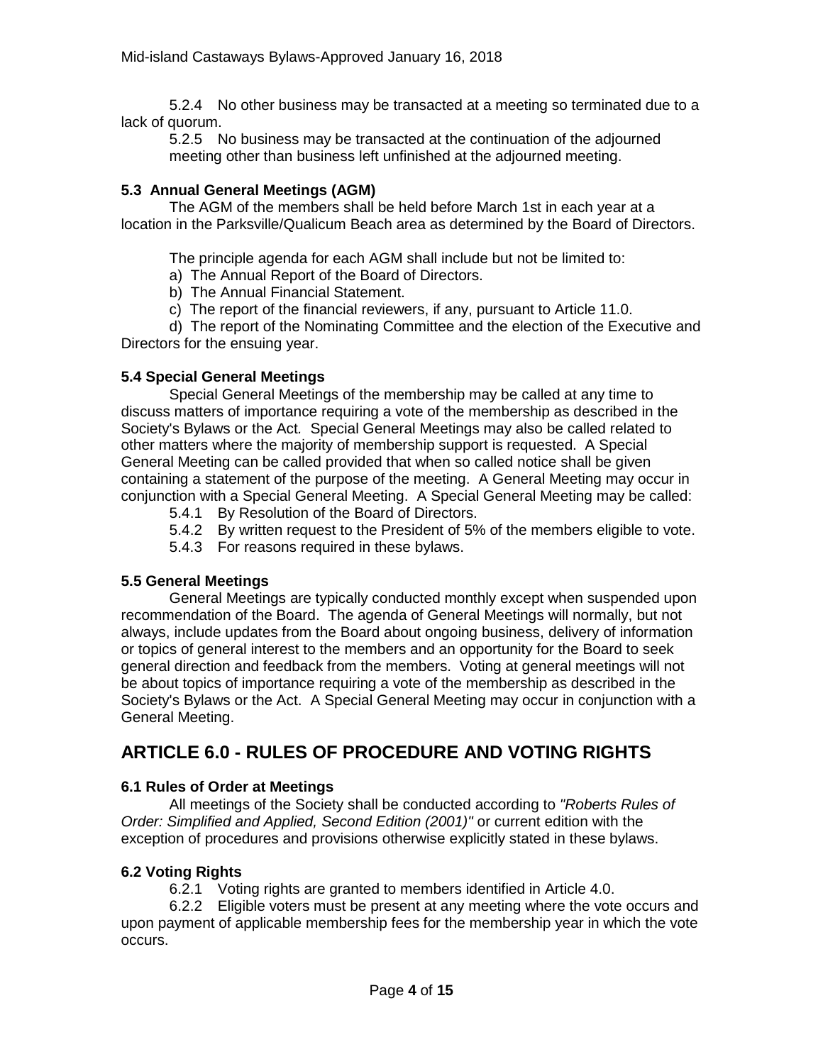5.2.4 No other business may be transacted at a meeting so terminated due to a lack of quorum.

5.2.5 No business may be transacted at the continuation of the adjourned meeting other than business left unfinished at the adjourned meeting.

### 5.3 Annual General Meetings (AGM)

The AGM of the members shall be held before March 1st in each year at a location in the Parksville/Qualicum Beach area as determined by the Board of Directors.

The principle agenda for each AGM shall include but not be limited to:

a) The Annual Report of the Board of Directors.
b) The Annual Financial Statement.
c) The report of the financial reviewers, if any, pursuant to Article 11.0.
d) The report of the Nominating Committee and the election of the Executive and Directors for the ensuing year.

### 5.4 Special General Meetings

Special General Meetings of the membership may be called at any time to discuss matters of importance requiring a vote of the membership as described in the Society's Bylaws or the Act. Special General Meetings may also be called related to other matters where the majority of membership support is requested. A Special General Meeting can be called provided that when so called notice shall be given containing a statement of the purpose of the meeting. A General Meeting may occur in conjunction with a Special General Meeting. A Special General Meeting may be called:

5.4.1 By Resolution of the Board of Directors.
5.4.2 By written request to the President of 5% of the members eligible to vote.
5.4.3 For reasons required in these bylaws.

### 5.5 General Meetings

General Meetings are typically conducted monthly except when suspended upon recommendation of the Board. The agenda of General Meetings will normally, but not always, include updates from the Board about ongoing business, delivery of information or topics of general interest to the members and an opportunity for the Board to seek general direction and feedback from the members. Voting at general meetings will not be about topics of importance requiring a vote of the membership as described in the Society's Bylaws or the Act. A Special General Meeting may occur in conjunction with a General Meeting.

## ARTICLE 6.0 - RULES OF PROCEDURE AND VOTING RIGHTS

### 6.1 Rules of Order at Meetings

All meetings of the Society shall be conducted according to *"Roberts Rules of Order: Simplified and Applied, Second Edition (2001)"* or current edition with the exception of procedures and provisions otherwise explicitly stated in these bylaws.

### 6.2 Voting Rights

6.2.1 Voting rights are granted to members identified in Article 4.0.

6.2.2 Eligible voters must be present at any meeting where the vote occurs and upon payment of applicable membership fees for the membership year in which the vote occurs.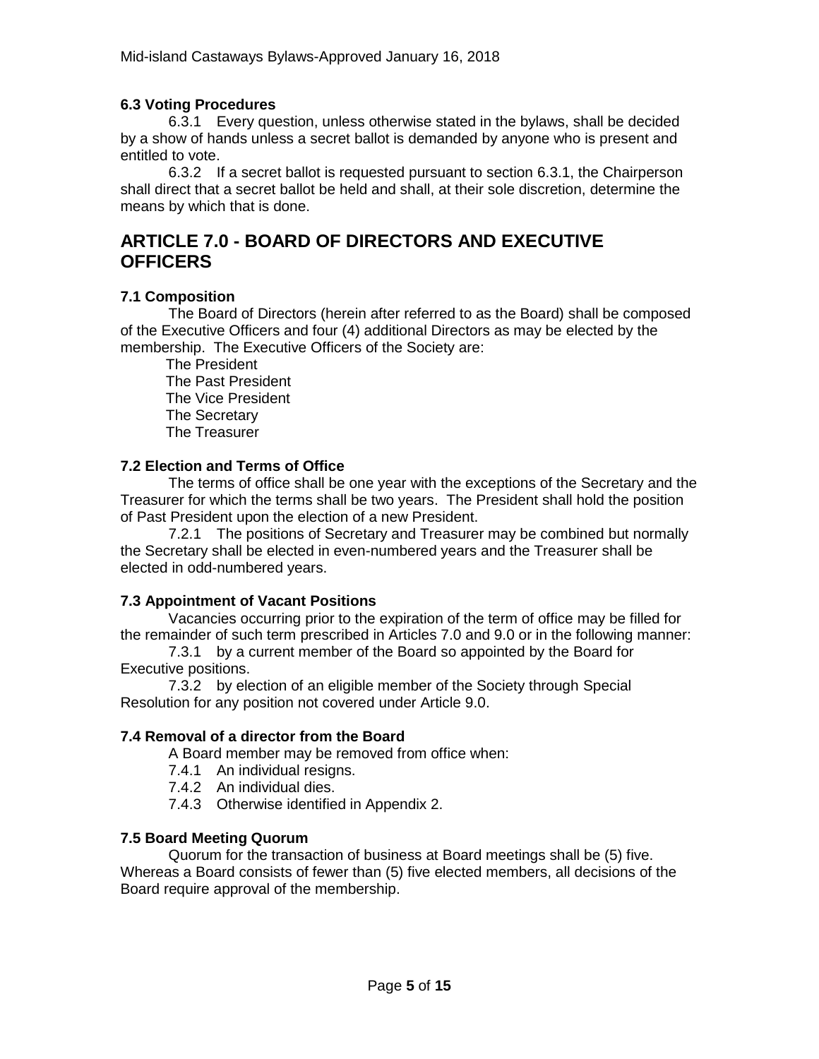### 6.3 Voting Procedures

6.3.1 Every question, unless otherwise stated in the bylaws, shall be decided by a show of hands unless a secret ballot is demanded by anyone who is present and entitled to vote.

6.3.2 If a secret ballot is requested pursuant to section 6.3.1, the Chairperson shall direct that a secret ballot be held and shall, at their sole discretion, determine the means by which that is done.

## ARTICLE 7.0 - BOARD OF DIRECTORS AND EXECUTIVE OFFICERS

### 7.1 Composition

The Board of Directors (herein after referred to as the Board) shall be composed of the Executive Officers and four (4) additional Directors as may be elected by the membership. The Executive Officers of the Society are:

The President
The Past President
The Vice President
The Secretary
The Treasurer

### 7.2 Election and Terms of Office

The terms of office shall be one year with the exceptions of the Secretary and the Treasurer for which the terms shall be two years. The President shall hold the position of Past President upon the election of a new President.

7.2.1 The positions of Secretary and Treasurer may be combined but normally the Secretary shall be elected in even-numbered years and the Treasurer shall be elected in odd-numbered years.

### 7.3 Appointment of Vacant Positions

Vacancies occurring prior to the expiration of the term of office may be filled for the remainder of such term prescribed in Articles 7.0 and 9.0 or in the following manner:

7.3.1 by a current member of the Board so appointed by the Board for Executive positions.

7.3.2 by election of an eligible member of the Society through Special Resolution for any position not covered under Article 9.0.

### 7.4 Removal of a director from the Board

A Board member may be removed from office when:

7.4.1 An individual resigns.

7.4.2 An individual dies.

7.4.3 Otherwise identified in Appendix 2.

### 7.5 Board Meeting Quorum

Quorum for the transaction of business at Board meetings shall be (5) five. Whereas a Board consists of fewer than (5) five elected members, all decisions of the Board require approval of the membership.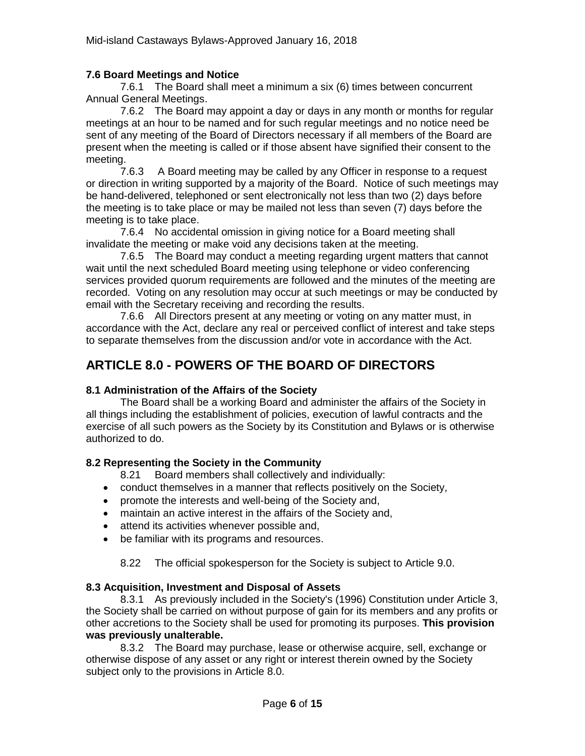### 7.6 Board Meetings and Notice

7.6.1 The Board shall meet a minimum a six (6) times between concurrent Annual General Meetings.

7.6.2 The Board may appoint a day or days in any month or months for regular meetings at an hour to be named and for such regular meetings and no notice need be sent of any meeting of the Board of Directors necessary if all members of the Board are present when the meeting is called or if those absent have signified their consent to the meeting.

7.6.3 A Board meeting may be called by any Officer in response to a request or direction in writing supported by a majority of the Board. Notice of such meetings may be hand-delivered, telephoned or sent electronically not less than two (2) days before the meeting is to take place or may be mailed not less than seven (7) days before the meeting is to take place.

7.6.4 No accidental omission in giving notice for a Board meeting shall invalidate the meeting or make void any decisions taken at the meeting.

7.6.5 The Board may conduct a meeting regarding urgent matters that cannot wait until the next scheduled Board meeting using telephone or video conferencing services provided quorum requirements are followed and the minutes of the meeting are recorded. Voting on any resolution may occur at such meetings or may be conducted by email with the Secretary receiving and recording the results.

7.6.6 All Directors present at any meeting or voting on any matter must, in accordance with the Act, declare any real or perceived conflict of interest and take steps to separate themselves from the discussion and/or vote in accordance with the Act.

## ARTICLE 8.0 - POWERS OF THE BOARD OF DIRECTORS

### 8.1 Administration of the Affairs of the Society

The Board shall be a working Board and administer the affairs of the Society in all things including the establishment of policies, execution of lawful contracts and the exercise of all such powers as the Society by its Constitution and Bylaws or is otherwise authorized to do.

### 8.2 Representing the Society in the Community

8.21 Board members shall collectively and individually:

- conduct themselves in a manner that reflects positively on the Society,
- promote the interests and well-being of the Society and,
- maintain an active interest in the affairs of the Society and,
- attend its activities whenever possible and,
- be familiar with its programs and resources.

8.22 The official spokesperson for the Society is subject to Article 9.0.

### 8.3 Acquisition, Investment and Disposal of Assets

8.3.1 As previously included in the Society's (1996) Constitution under Article 3, the Society shall be carried on without purpose of gain for its members and any profits or other accretions to the Society shall be used for promoting its purposes. **This provision was previously unalterable.**

8.3.2 The Board may purchase, lease or otherwise acquire, sell, exchange or otherwise dispose of any asset or any right or interest therein owned by the Society subject only to the provisions in Article 8.0.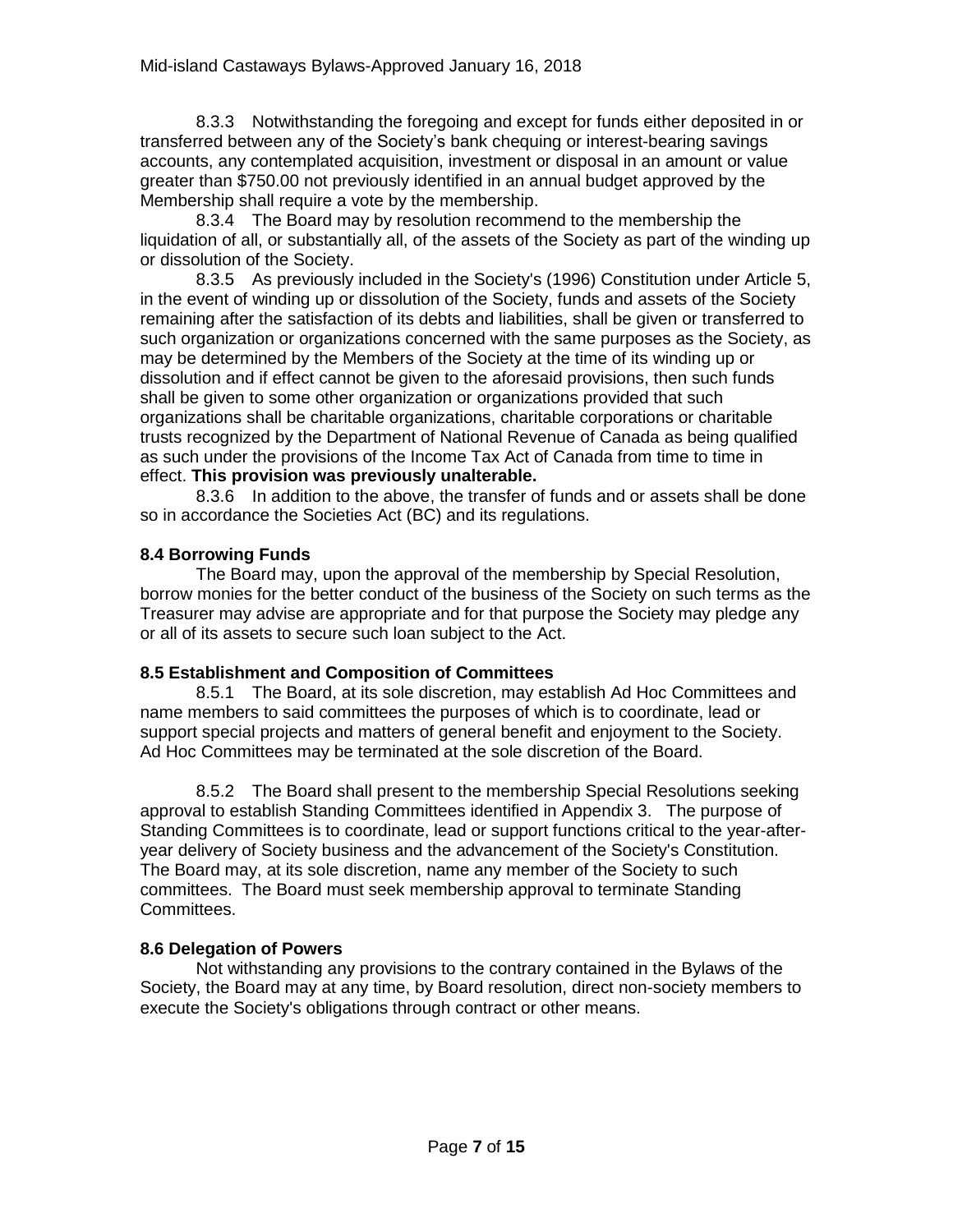8.3.3 Notwithstanding the foregoing and except for funds either deposited in or transferred between any of the Society's bank chequing or interest-bearing savings accounts, any contemplated acquisition, investment or disposal in an amount or value greater than $750.00 not previously identified in an annual budget approved by the Membership shall require a vote by the membership.

8.3.4 The Board may by resolution recommend to the membership the liquidation of all, or substantially all, of the assets of the Society as part of the winding up or dissolution of the Society.

8.3.5 As previously included in the Society's (1996) Constitution under Article 5, in the event of winding up or dissolution of the Society, funds and assets of the Society remaining after the satisfaction of its debts and liabilities, shall be given or transferred to such organization or organizations concerned with the same purposes as the Society, as may be determined by the Members of the Society at the time of its winding up or dissolution and if effect cannot be given to the aforesaid provisions, then such funds shall be given to some other organization or organizations provided that such organizations shall be charitable organizations, charitable corporations or charitable trusts recognized by the Department of National Revenue of Canada as being qualified as such under the provisions of the Income Tax Act of Canada from time to time in effect. **This provision was previously unalterable.**

8.3.6 In addition to the above, the transfer of funds and or assets shall be done so in accordance the Societies Act (BC) and its regulations.

### 8.4 Borrowing Funds

The Board may, upon the approval of the membership by Special Resolution, borrow monies for the better conduct of the business of the Society on such terms as the Treasurer may advise are appropriate and for that purpose the Society may pledge any or all of its assets to secure such loan subject to the Act.

### 8.5 Establishment and Composition of Committees

8.5.1 The Board, at its sole discretion, may establish Ad Hoc Committees and name members to said committees the purposes of which is to coordinate, lead or support special projects and matters of general benefit and enjoyment to the Society. Ad Hoc Committees may be terminated at the sole discretion of the Board.

8.5.2 The Board shall present to the membership Special Resolutions seeking approval to establish Standing Committees identified in Appendix 3. The purpose of Standing Committees is to coordinate, lead or support functions critical to the year-after-year delivery of Society business and the advancement of the Society's Constitution. The Board may, at its sole discretion, name any member of the Society to such committees. The Board must seek membership approval to terminate Standing Committees.

### 8.6 Delegation of Powers

Not withstanding any provisions to the contrary contained in the Bylaws of the Society, the Board may at any time, by Board resolution, direct non-society members to execute the Society's obligations through contract or other means.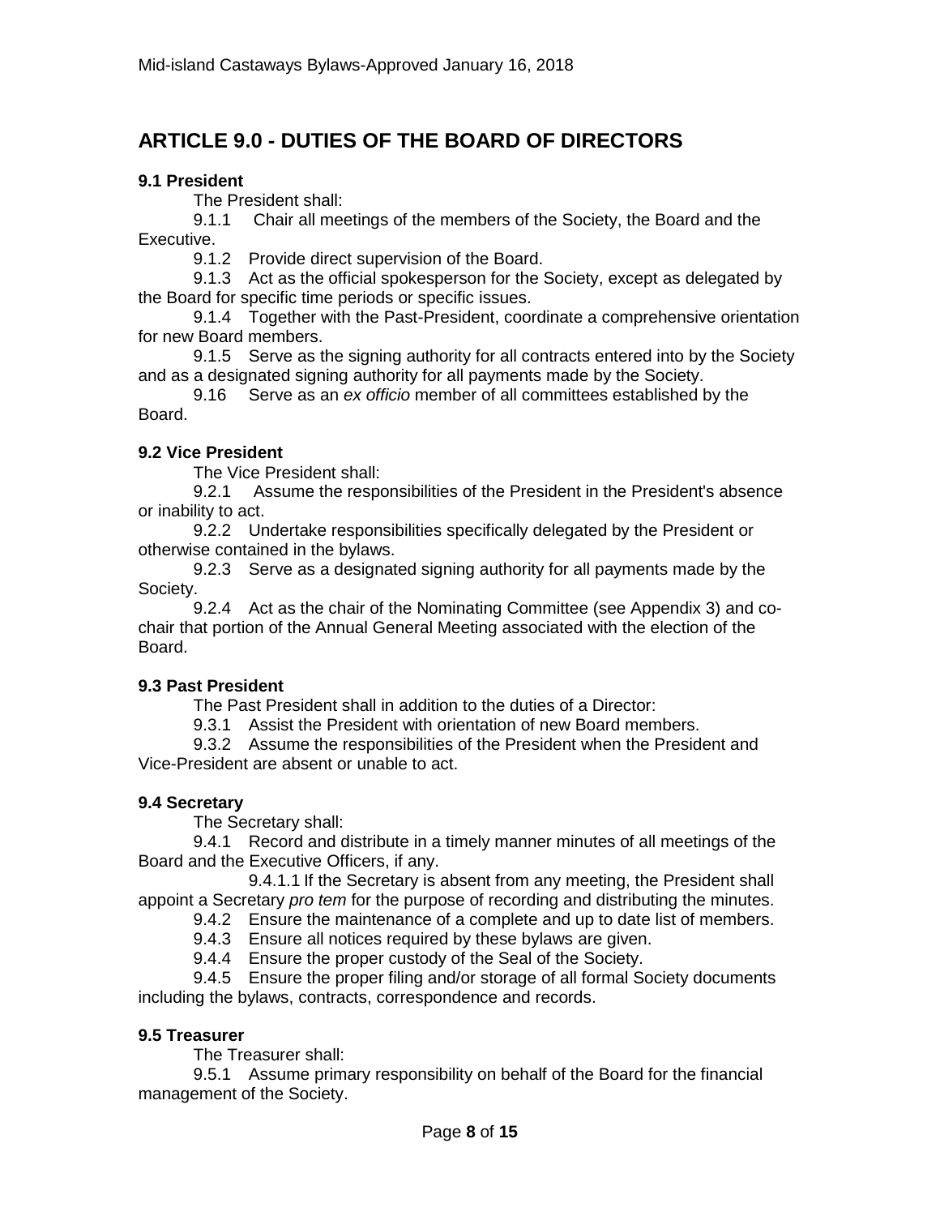## ARTICLE 9.0 - DUTIES OF THE BOARD OF DIRECTORS

### 9.1 President

The President shall:

9.1.1 Chair all meetings of the members of the Society, the Board and the Executive.

9.1.2 Provide direct supervision of the Board.

9.1.3 Act as the official spokesperson for the Society, except as delegated by the Board for specific time periods or specific issues.

9.1.4 Together with the Past-President, coordinate a comprehensive orientation for new Board members.

9.1.5 Serve as the signing authority for all contracts entered into by the Society and as a designated signing authority for all payments made by the Society.

9.16 Serve as an *ex officio* member of all committees established by the Board.

### 9.2 Vice President

The Vice President shall:

9.2.1 Assume the responsibilities of the President in the President's absence or inability to act.

9.2.2 Undertake responsibilities specifically delegated by the President or otherwise contained in the bylaws.

9.2.3 Serve as a designated signing authority for all payments made by the Society.

9.2.4 Act as the chair of the Nominating Committee (see Appendix 3) and co-chair that portion of the Annual General Meeting associated with the election of the Board.

### 9.3 Past President

The Past President shall in addition to the duties of a Director:

9.3.1 Assist the President with orientation of new Board members.

9.3.2 Assume the responsibilities of the President when the President and Vice-President are absent or unable to act.

### 9.4 Secretary

The Secretary shall:

9.4.1 Record and distribute in a timely manner minutes of all meetings of the Board and the Executive Officers, if any.

9.4.1.1 If the Secretary is absent from any meeting, the President shall appoint a Secretary *pro tem* for the purpose of recording and distributing the minutes.

9.4.2 Ensure the maintenance of a complete and up to date list of members.

9.4.3 Ensure all notices required by these bylaws are given.

9.4.4 Ensure the proper custody of the Seal of the Society.

9.4.5 Ensure the proper filing and/or storage of all formal Society documents including the bylaws, contracts, correspondence and records.

### 9.5 Treasurer

The Treasurer shall:

9.5.1 Assume primary responsibility on behalf of the Board for the financial management of the Society.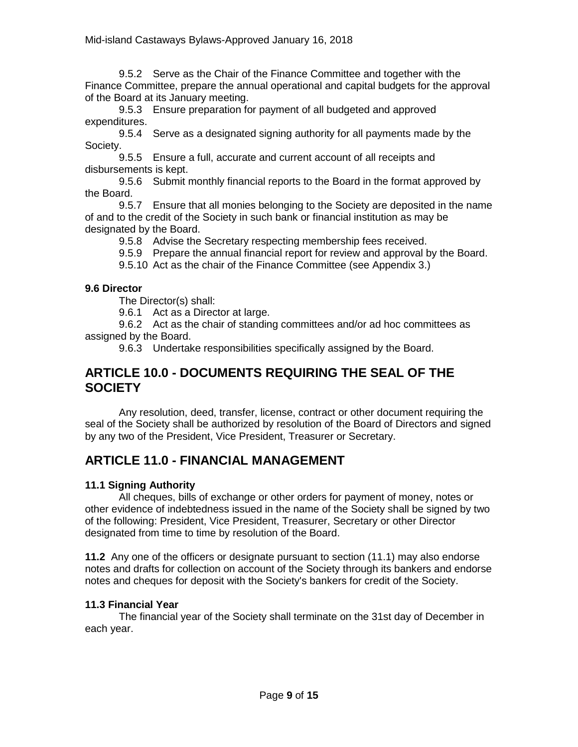9.5.2 Serve as the Chair of the Finance Committee and together with the Finance Committee, prepare the annual operational and capital budgets for the approval of the Board at its January meeting.

9.5.3 Ensure preparation for payment of all budgeted and approved expenditures.

9.5.4 Serve as a designated signing authority for all payments made by the Society.

9.5.5 Ensure a full, accurate and current account of all receipts and disbursements is kept.

9.5.6 Submit monthly financial reports to the Board in the format approved by the Board.

9.5.7 Ensure that all monies belonging to the Society are deposited in the name of and to the credit of the Society in such bank or financial institution as may be designated by the Board.

9.5.8 Advise the Secretary respecting membership fees received.

9.5.9 Prepare the annual financial report for review and approval by the Board.

9.5.10 Act as the chair of the Finance Committee (see Appendix 3.)

**9.6 Director**

The Director(s) shall:

9.6.1 Act as a Director at large.

9.6.2 Act as the chair of standing committees and/or ad hoc committees as assigned by the Board.

9.6.3 Undertake responsibilities specifically assigned by the Board.

## ARTICLE 10.0 - DOCUMENTS REQUIRING THE SEAL OF THE SOCIETY

Any resolution, deed, transfer, license, contract or other document requiring the seal of the Society shall be authorized by resolution of the Board of Directors and signed by any two of the President, Vice President, Treasurer or Secretary.

## ARTICLE 11.0 - FINANCIAL MANAGEMENT

**11.1 Signing Authority**

All cheques, bills of exchange or other orders for payment of money, notes or other evidence of indebtedness issued in the name of the Society shall be signed by two of the following: President, Vice President, Treasurer, Secretary or other Director designated from time to time by resolution of the Board.

**11.2** Any one of the officers or designate pursuant to section (11.1) may also endorse notes and drafts for collection on account of the Society through its bankers and endorse notes and cheques for deposit with the Society's bankers for credit of the Society.

**11.3 Financial Year**

The financial year of the Society shall terminate on the 31st day of December in each year.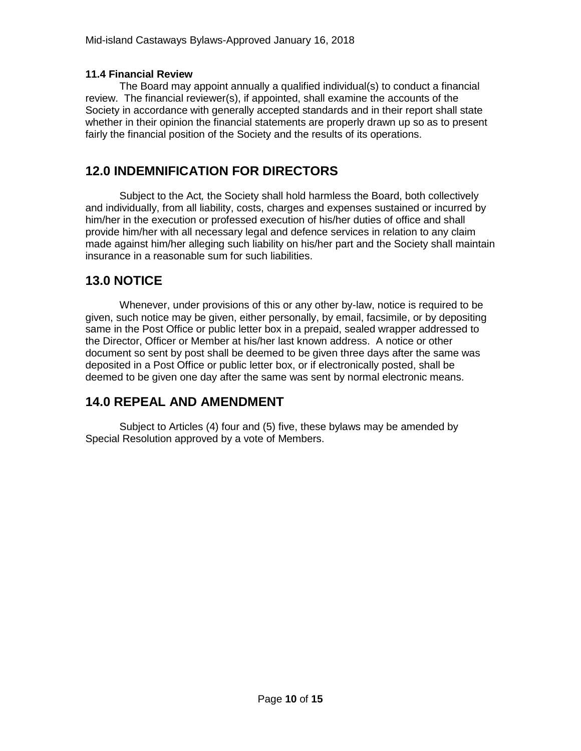### 11.4 Financial Review

The Board may appoint annually a qualified individual(s) to conduct a financial review. The financial reviewer(s), if appointed, shall examine the accounts of the Society in accordance with generally accepted standards and in their report shall state whether in their opinion the financial statements are properly drawn up so as to present fairly the financial position of the Society and the results of its operations.

## 12.0 INDEMNIFICATION FOR DIRECTORS

Subject to the *Act*, the Society shall hold harmless the Board, both collectively and individually, from all liability, costs, charges and expenses sustained or incurred by him/her in the execution or professed execution of his/her duties of office and shall provide him/her with all necessary legal and defence services in relation to any claim made against him/her alleging such liability on his/her part and the Society shall maintain insurance in a reasonable sum for such liabilities.

## 13.0 NOTICE

Whenever, under provisions of this or any other by-law, notice is required to be given, such notice may be given, either personally, by email, facsimile, or by depositing same in the Post Office or public letter box in a prepaid, sealed wrapper addressed to the Director, Officer or Member at his/her last known address. A notice or other document so sent by post shall be deemed to be given three days after the same was deposited in a Post Office or public letter box, or if electronically posted, shall be deemed to be given one day after the same was sent by normal electronic means.

## 14.0 REPEAL AND AMENDMENT

Subject to Articles (4) four and (5) five, these bylaws may be amended by Special Resolution approved by a vote of Members.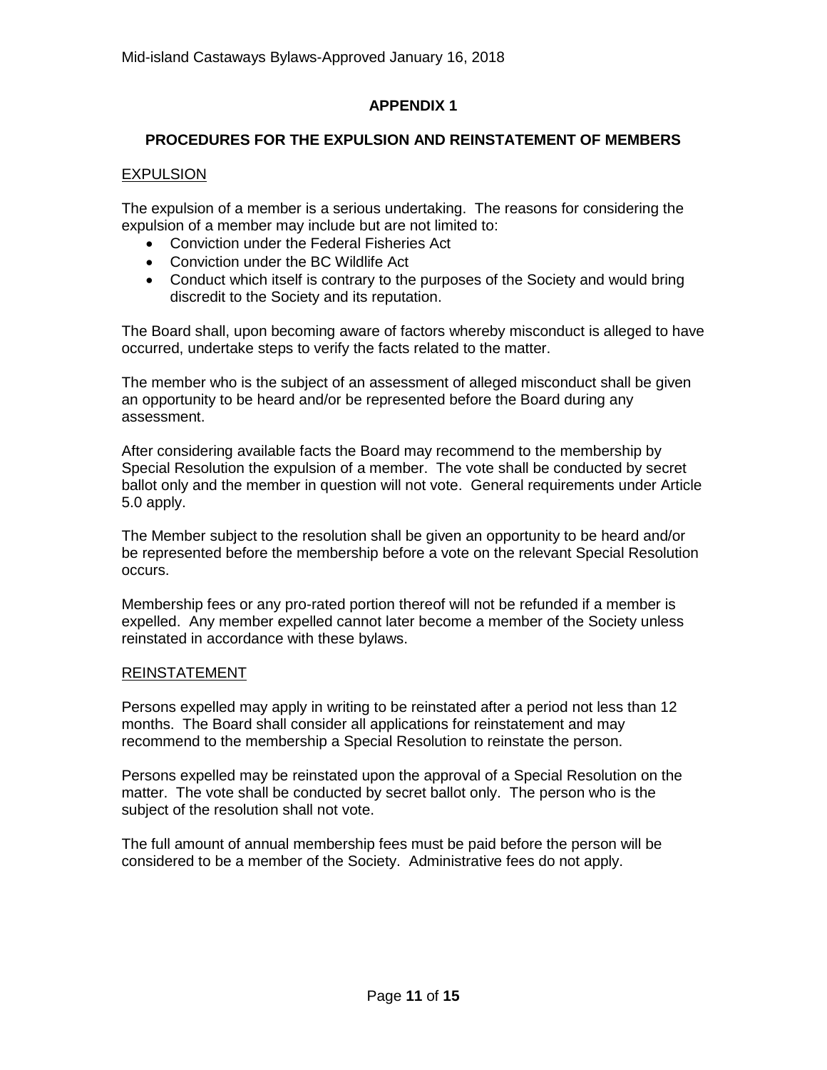# APPENDIX 1

## PROCEDURES FOR THE EXPULSION AND REINSTATEMENT OF MEMBERS

### EXPULSION

The expulsion of a member is a serious undertaking. The reasons for considering the expulsion of a member may include but are not limited to:

- Conviction under the Federal Fisheries Act
- Conviction under the BC Wildlife Act
- Conduct which itself is contrary to the purposes of the Society and would bring discredit to the Society and its reputation.

The Board shall, upon becoming aware of factors whereby misconduct is alleged to have occurred, undertake steps to verify the facts related to the matter.

The member who is the subject of an assessment of alleged misconduct shall be given an opportunity to be heard and/or be represented before the Board during any assessment.

After considering available facts the Board may recommend to the membership by Special Resolution the expulsion of a member. The vote shall be conducted by secret ballot only and the member in question will not vote. General requirements under Article 5.0 apply.

The Member subject to the resolution shall be given an opportunity to be heard and/or be represented before the membership before a vote on the relevant Special Resolution occurs.

Membership fees or any pro-rated portion thereof will not be refunded if a member is expelled. Any member expelled cannot later become a member of the Society unless reinstated in accordance with these bylaws.

### REINSTATEMENT

Persons expelled may apply in writing to be reinstated after a period not less than 12 months. The Board shall consider all applications for reinstatement and may recommend to the membership a Special Resolution to reinstate the person.

Persons expelled may be reinstated upon the approval of a Special Resolution on the matter. The vote shall be conducted by secret ballot only. The person who is the subject of the resolution shall not vote.

The full amount of annual membership fees must be paid before the person will be considered to be a member of the Society. Administrative fees do not apply.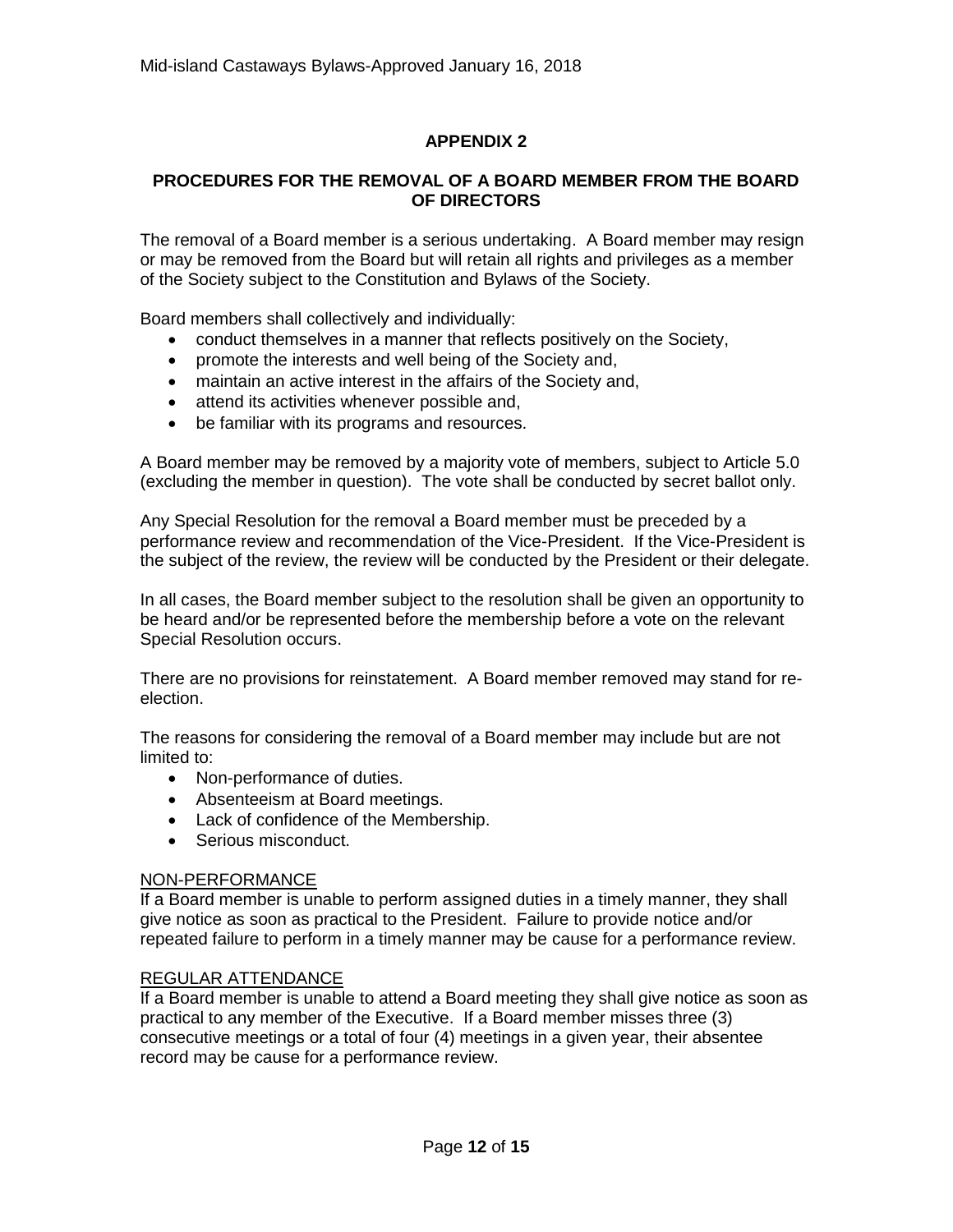## APPENDIX 2

### PROCEDURES FOR THE REMOVAL OF A BOARD MEMBER FROM THE BOARD OF DIRECTORS

The removal of a Board member is a serious undertaking. A Board member may resign or may be removed from the Board but will retain all rights and privileges as a member of the Society subject to the Constitution and Bylaws of the Society.

Board members shall collectively and individually:

- conduct themselves in a manner that reflects positively on the Society,
- promote the interests and well being of the Society and,
- maintain an active interest in the affairs of the Society and,
- attend its activities whenever possible and,
- be familiar with its programs and resources.

A Board member may be removed by a majority vote of members, subject to Article 5.0 (excluding the member in question). The vote shall be conducted by secret ballot only.

Any Special Resolution for the removal a Board member must be preceded by a performance review and recommendation of the Vice-President. If the Vice-President is the subject of the review, the review will be conducted by the President or their delegate.

In all cases, the Board member subject to the resolution shall be given an opportunity to be heard and/or be represented before the membership before a vote on the relevant Special Resolution occurs.

There are no provisions for reinstatement. A Board member removed may stand for re-election.

The reasons for considering the removal of a Board member may include but are not limited to:

- Non-performance of duties.
- Absenteeism at Board meetings.
- Lack of confidence of the Membership.
- Serious misconduct.

<u>NON-PERFORMANCE</u>

If a Board member is unable to perform assigned duties in a timely manner, they shall give notice as soon as practical to the President. Failure to provide notice and/or repeated failure to perform in a timely manner may be cause for a performance review.

<u>REGULAR ATTENDANCE</u>

If a Board member is unable to attend a Board meeting they shall give notice as soon as practical to any member of the Executive. If a Board member misses three (3) consecutive meetings or a total of four (4) meetings in a given year, their absentee record may be cause for a performance review.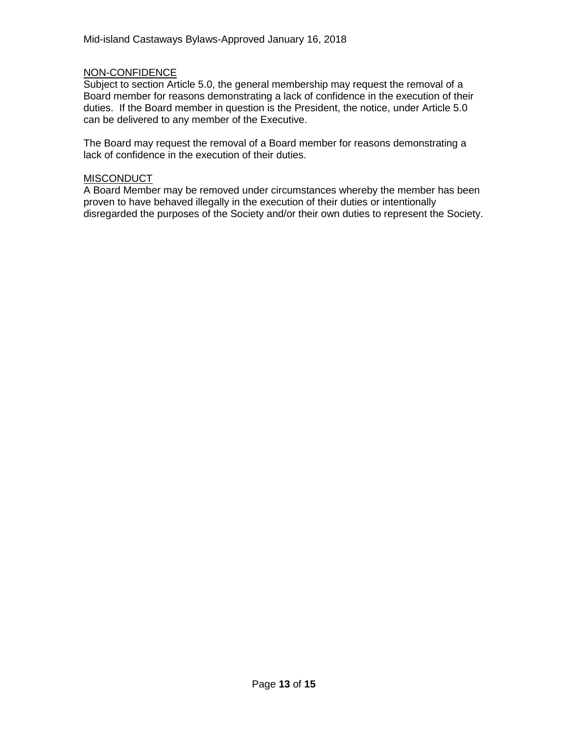NON-CONFIDENCE
Subject to section Article 5.0, the general membership may request the removal of a Board member for reasons demonstrating a lack of confidence in the execution of their duties. If the Board member in question is the President, the notice, under Article 5.0 can be delivered to any member of the Executive.

The Board may request the removal of a Board member for reasons demonstrating a lack of confidence in the execution of their duties.

MISCONDUCT
A Board Member may be removed under circumstances whereby the member has been proven to have behaved illegally in the execution of their duties or intentionally disregarded the purposes of the Society and/or their own duties to represent the Society.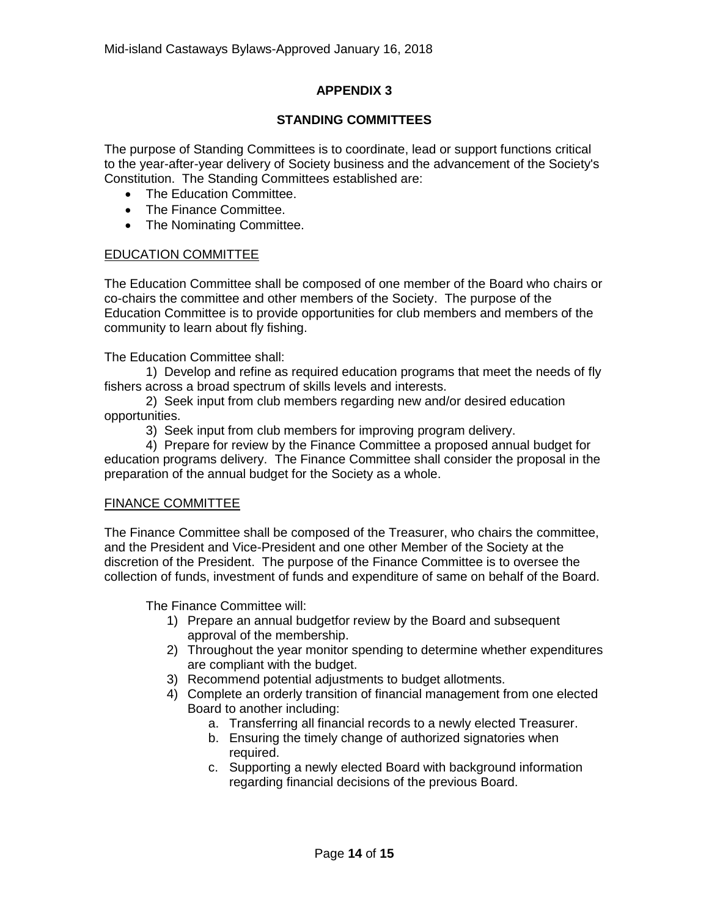# APPENDIX 3

## STANDING COMMITTEES

The purpose of Standing Committees is to coordinate, lead or support functions critical to the year-after-year delivery of Society business and the advancement of the Society's Constitution. The Standing Committees established are:

- The Education Committee.
- The Finance Committee.
- The Nominating Committee.

### EDUCATION COMMITTEE

The Education Committee shall be composed of one member of the Board who chairs or co-chairs the committee and other members of the Society. The purpose of the Education Committee is to provide opportunities for club members and members of the community to learn about fly fishing.

The Education Committee shall:

1) Develop and refine as required education programs that meet the needs of fly fishers across a broad spectrum of skills levels and interests.
2) Seek input from club members regarding new and/or desired education opportunities.
3) Seek input from club members for improving program delivery.
4) Prepare for review by the Finance Committee a proposed annual budget for education programs delivery. The Finance Committee shall consider the proposal in the preparation of the annual budget for the Society as a whole.

### FINANCE COMMITTEE

The Finance Committee shall be composed of the Treasurer, who chairs the committee, and the President and Vice-President and one other Member of the Society at the discretion of the President. The purpose of the Finance Committee is to oversee the collection of funds, investment of funds and expenditure of same on behalf of the Board.

The Finance Committee will:

1) Prepare an annual budgetfor review by the Board and subsequent approval of the membership.
2) Throughout the year monitor spending to determine whether expenditures are compliant with the budget.
3) Recommend potential adjustments to budget allotments.
4) Complete an orderly transition of financial management from one elected Board to another including:
    a. Transferring all financial records to a newly elected Treasurer.
    b. Ensuring the timely change of authorized signatories when required.
    c. Supporting a newly elected Board with background information regarding financial decisions of the previous Board.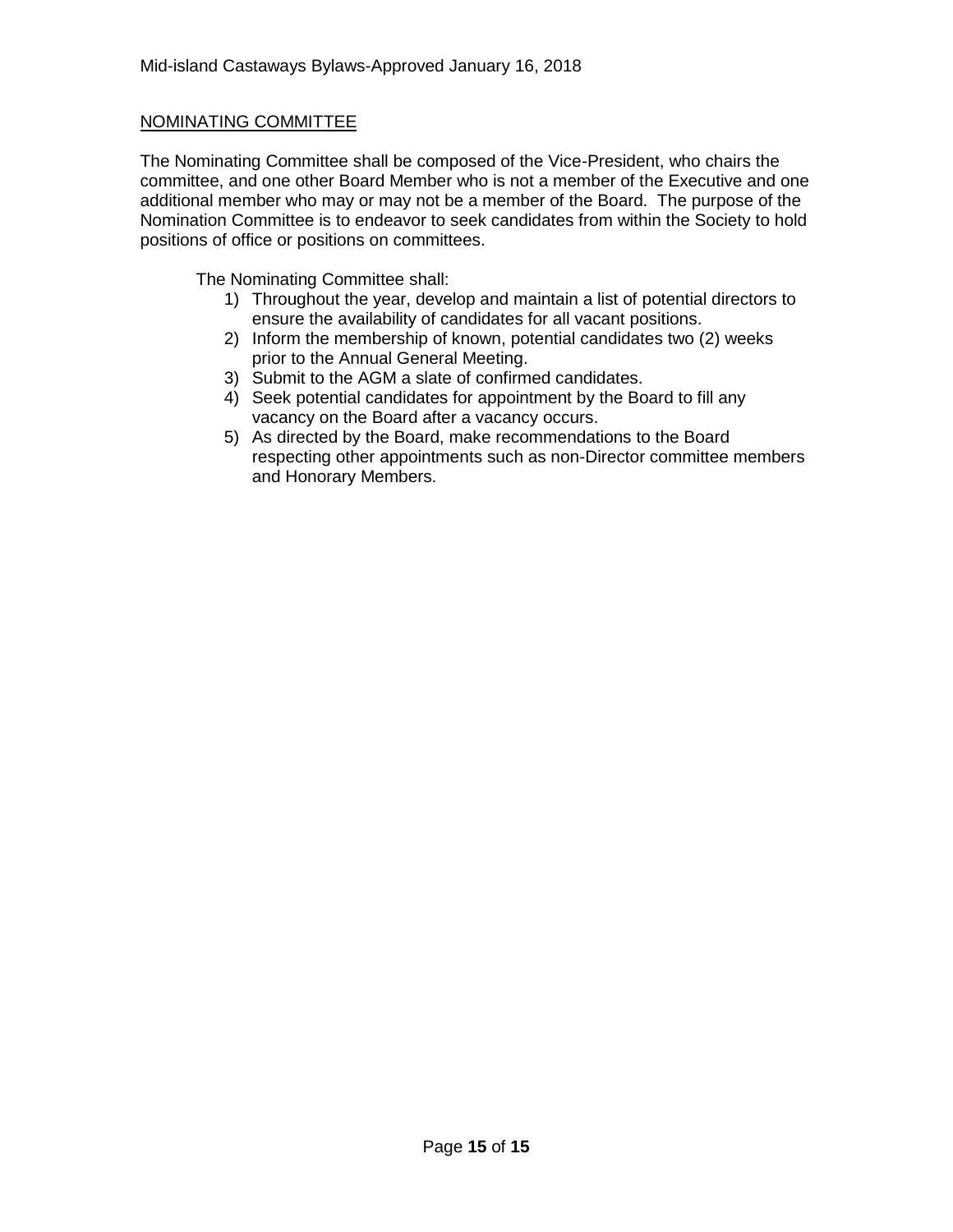## NOMINATING COMMITTEE

The Nominating Committee shall be composed of the Vice-President, who chairs the committee, and one other Board Member who is not a member of the Executive and one additional member who may or may not be a member of the Board. The purpose of the Nomination Committee is to endeavor to seek candidates from within the Society to hold positions of office or positions on committees.

The Nominating Committee shall:

1) Throughout the year, develop and maintain a list of potential directors to ensure the availability of candidates for all vacant positions.
2) Inform the membership of known, potential candidates two (2) weeks prior to the Annual General Meeting.
3) Submit to the AGM a slate of confirmed candidates.
4) Seek potential candidates for appointment by the Board to fill any vacancy on the Board after a vacancy occurs.
5) As directed by the Board, make recommendations to the Board respecting other appointments such as non-Director committee members and Honorary Members.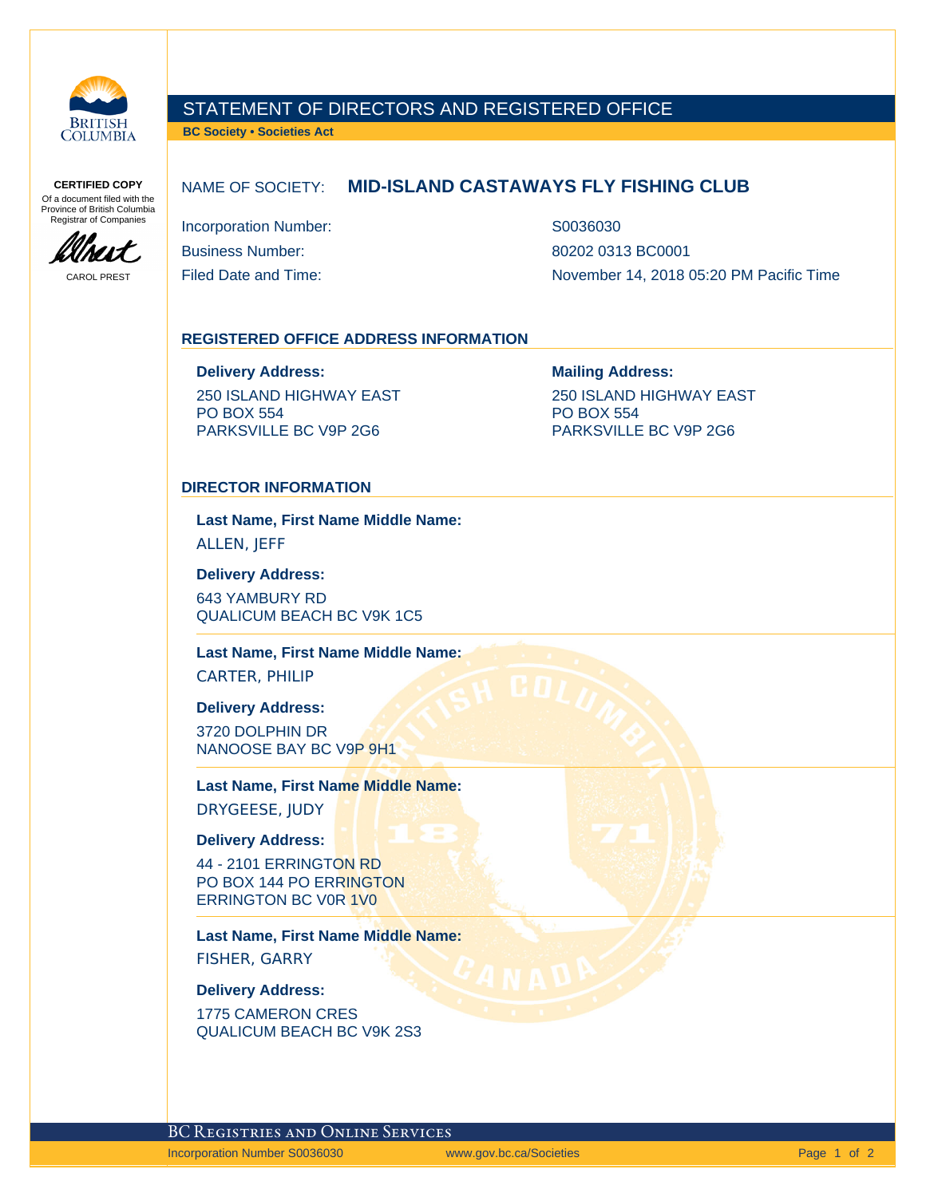# STATEMENT OF DIRECTORS AND REGISTERED OFFICE

**BC Society • Societies Act**

**CERTIFIED COPY**
Of a document filed with the Province of British Columbia Registrar of Companies

CAROL PREST

NAME OF SOCIETY: **MID-ISLAND CASTAWAYS FLY FISHING CLUB**

| | |
|---|---|
| Incorporation Number: | S0036030 |
| Business Number: | 80202 0313 BC0001 |
| Filed Date and Time: | November 14, 2018 05:20 PM Pacific Time |

## REGISTERED OFFICE ADDRESS INFORMATION

**Delivery Address:**
250 ISLAND HIGHWAY EAST
PO BOX 554
PARKSVILLE BC V9P 2G6

**Mailing Address:**
250 ISLAND HIGHWAY EAST
PO BOX 554
PARKSVILLE BC V9P 2G6

## DIRECTOR INFORMATION

**Last Name, First Name Middle Name:**
ALLEN, JEFF

**Delivery Address:**
643 YAMBURY RD
QUALICUM BEACH BC V9K 1C5

**Last Name, First Name Middle Name:**
CARTER, PHILIP

**Delivery Address:**
3720 DOLPHIN DR
NANOOSE BAY BC V9P 9H1

**Last Name, First Name Middle Name:**
DRYGEESE, JUDY

**Delivery Address:**
44 - 2101 ERRINGTON RD
PO BOX 144 PO ERRINGTON
ERRINGTON BC V0R 1V0

**Last Name, First Name Middle Name:**
FISHER, GARRY

**Delivery Address:**
1775 CAMERON CRES
QUALICUM BEACH BC V9K 2S3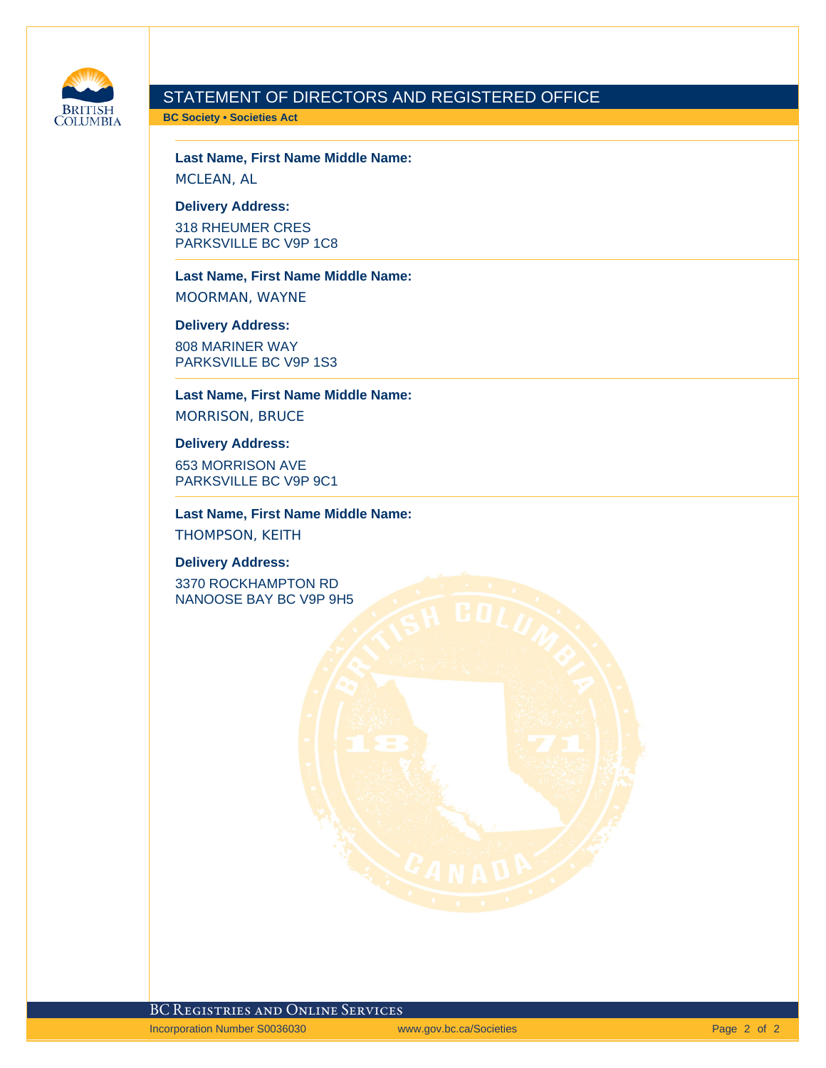## STATEMENT OF DIRECTORS AND REGISTERED OFFICE

**BC Society • Societies Act**

**Last Name, First Name Middle Name:**

MCLEAN, AL

**Delivery Address:**

318 RHEUMER CRES
PARKSVILLE BC V9P 1C8

**Last Name, First Name Middle Name:**

MOORMAN, WAYNE

**Delivery Address:**

808 MARINER WAY
PARKSVILLE BC V9P 1S3

**Last Name, First Name Middle Name:**

MORRISON, BRUCE

**Delivery Address:**

653 MORRISON AVE
PARKSVILLE BC V9P 9C1

**Last Name, First Name Middle Name:**

THOMPSON, KEITH

**Delivery Address:**

3370 ROCKHAMPTON RD
NANOOSE BAY BC V9P 9H5